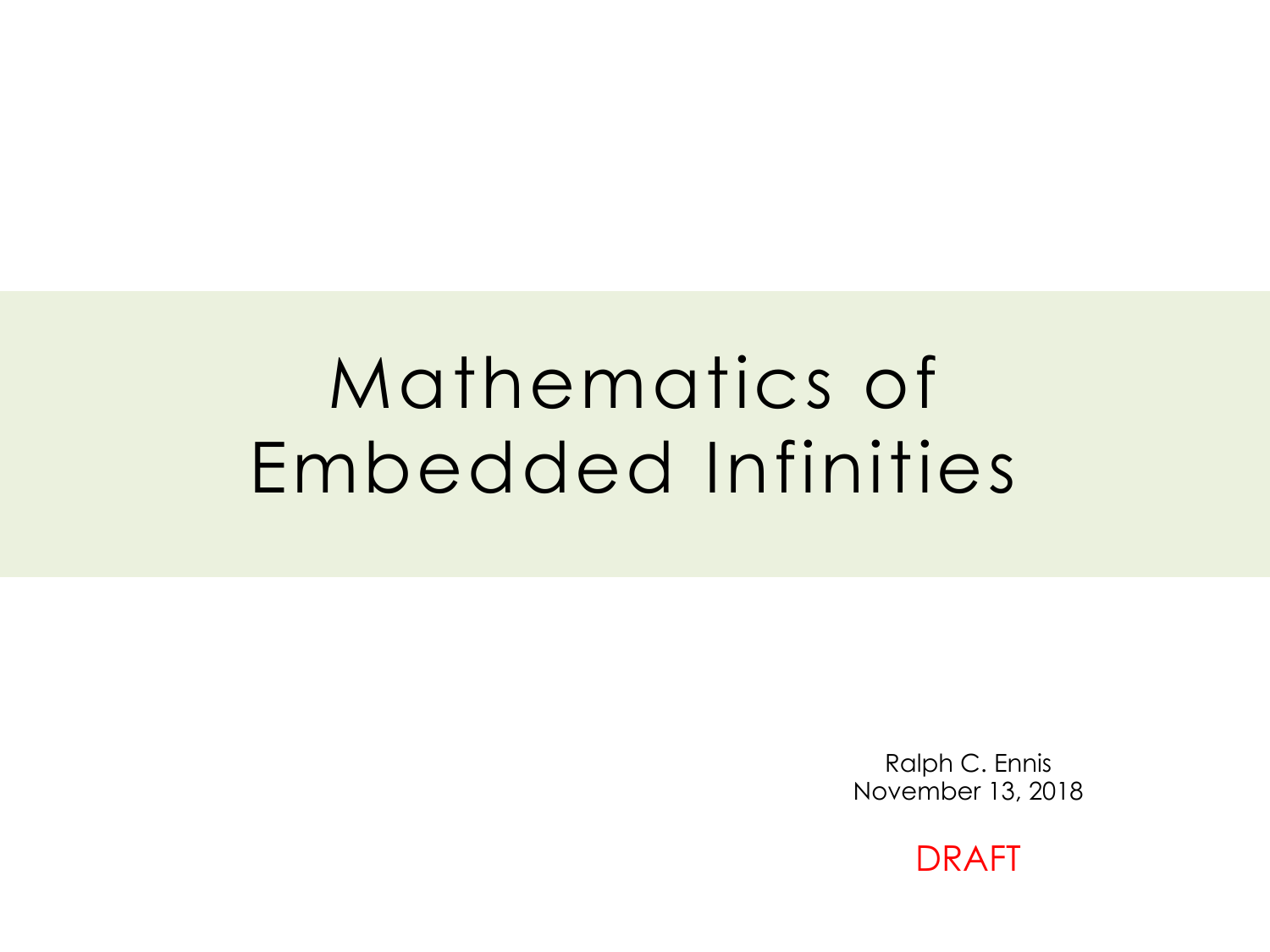# Mathematics of Embedded Infinities

Ralph C. Ennis
November 13, 2018

DRAFT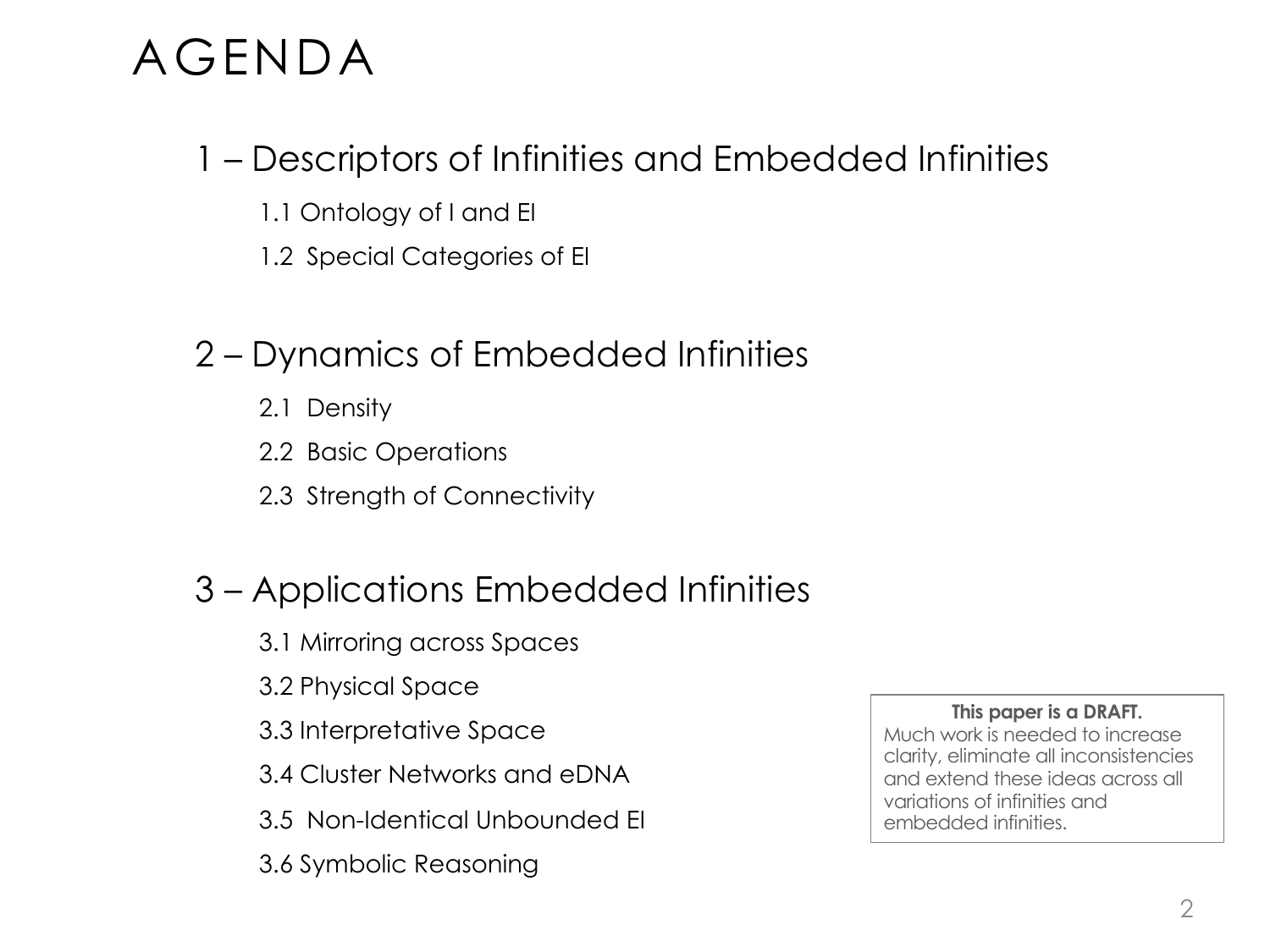# AGENDA

## 1 – Descriptors of Infinities and Embedded Infinities

1.1 Ontology of I and EI

1.2 Special Categories of EI

## 2 – Dynamics of Embedded Infinities

2.1 Density

2.2 Basic Operations

2.3 Strength of Connectivity

## 3 – Applications Embedded Infinities

3.1 Mirroring across Spaces

3.2 Physical Space

3.3 Interpretative Space

3.4 Cluster Networks and eDNA

3.5 Non-Identical Unbounded EI

3.6 Symbolic Reasoning

> **This paper is a DRAFT.**
> Much work is needed to increase clarity, eliminate all inconsistencies and extend these ideas across all variations of infinities and embedded infinities.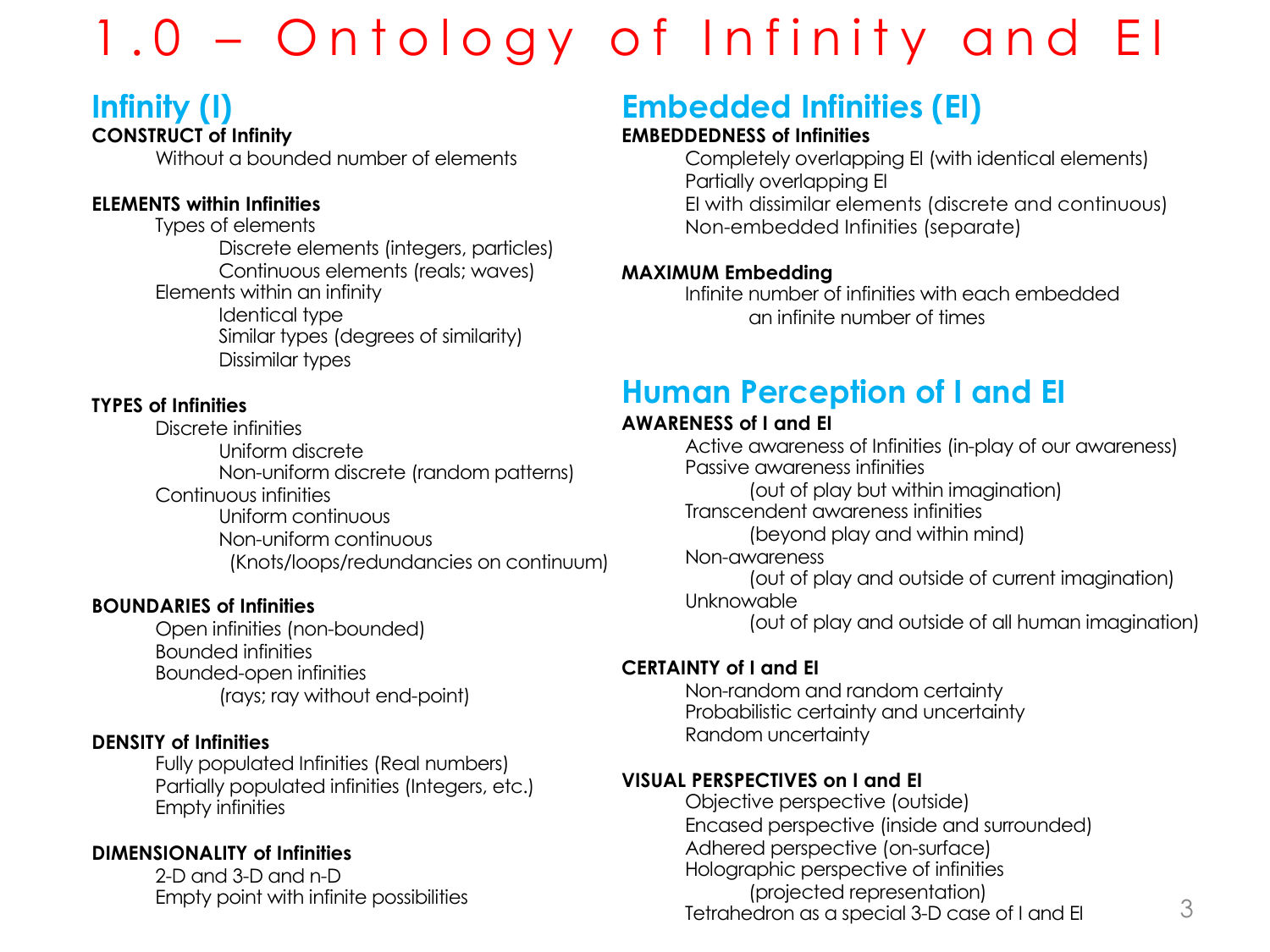# 1.0 – Ontology of Infinity and EI

## Infinity (I)

**CONSTRUCT of Infinity**

- Without a bounded number of elements

**ELEMENTS within Infinities**

- Types of elements
  - Discrete elements (integers, particles)
  - Continuous elements (reals; waves)
- Elements within an infinity
  - Identical type
  - Similar types (degrees of similarity)
  - Dissimilar types

**TYPES of Infinities**

- Discrete infinities
  - Uniform discrete
  - Non-uniform discrete (random patterns)
- Continuous infinities
  - Uniform continuous
  - Non-uniform continuous
    (Knots/loops/redundancies on continuum)

**BOUNDARIES of Infinities**

- Open infinities (non-bounded)
- Bounded infinities
- Bounded-open infinities
  - (rays; ray without end-point)

**DENSITY of Infinities**

- Fully populated Infinities (Real numbers)
- Partially populated infinities (Integers, etc.)
- Empty infinities

**DIMENSIONALITY of Infinities**

- 2-D and 3-D and n-D
- Empty point with infinite possibilities

## Embedded Infinities (EI)

**EMBEDDEDNESS of Infinities**

- Completely overlapping EI (with identical elements)
- Partially overlapping EI
- EI with dissimilar elements (discrete and continuous)
- Non-embedded Infinities (separate)

**MAXIMUM Embedding**

- Infinite number of infinities with each embedded
  an infinite number of times

## Human Perception of I and EI

**AWARENESS of I and EI**

- Active awareness of Infinities (in-play of our awareness)
- Passive awareness infinities
  - (out of play but within imagination)
- Transcendent awareness infinities
  - (beyond play and within mind)
- Non-awareness
  - (out of play and outside of current imagination)
- Unknowable
  - (out of play and outside of all human imagination)

**CERTAINTY of I and EI**

- Non-random and random certainty
- Probabilistic certainty and uncertainty
- Random uncertainty

**VISUAL PERSPECTIVES on I and EI**

- Objective perspective (outside)
- Encased perspective (inside and surrounded)
- Adhered perspective (on-surface)
- Holographic perspective of infinities
  - (projected representation)
- Tetrahedron as a special 3-D case of I and EI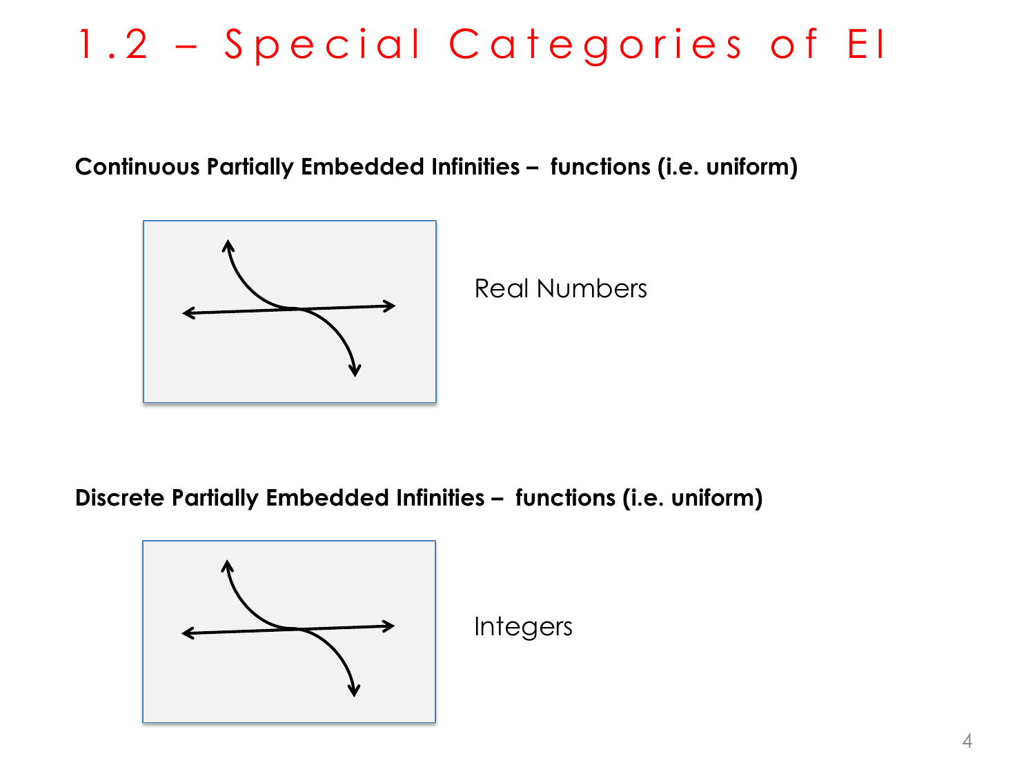# 1.2 – Special Categories of EI

**Continuous Partially Embedded Infinities – functions (i.e. uniform)**

Real Numbers

**Discrete Partially Embedded Infinities – functions (i.e. uniform)**

Integers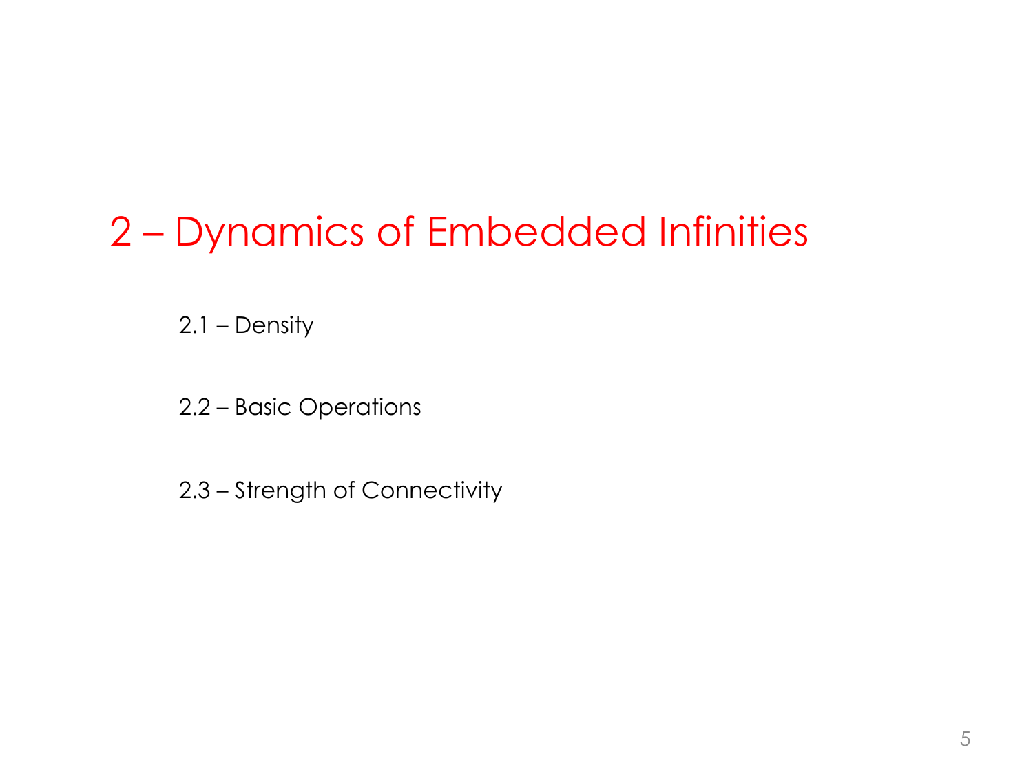# 2 – Dynamics of Embedded Infinities

2.1 – Density

2.2 – Basic Operations

2.3 – Strength of Connectivity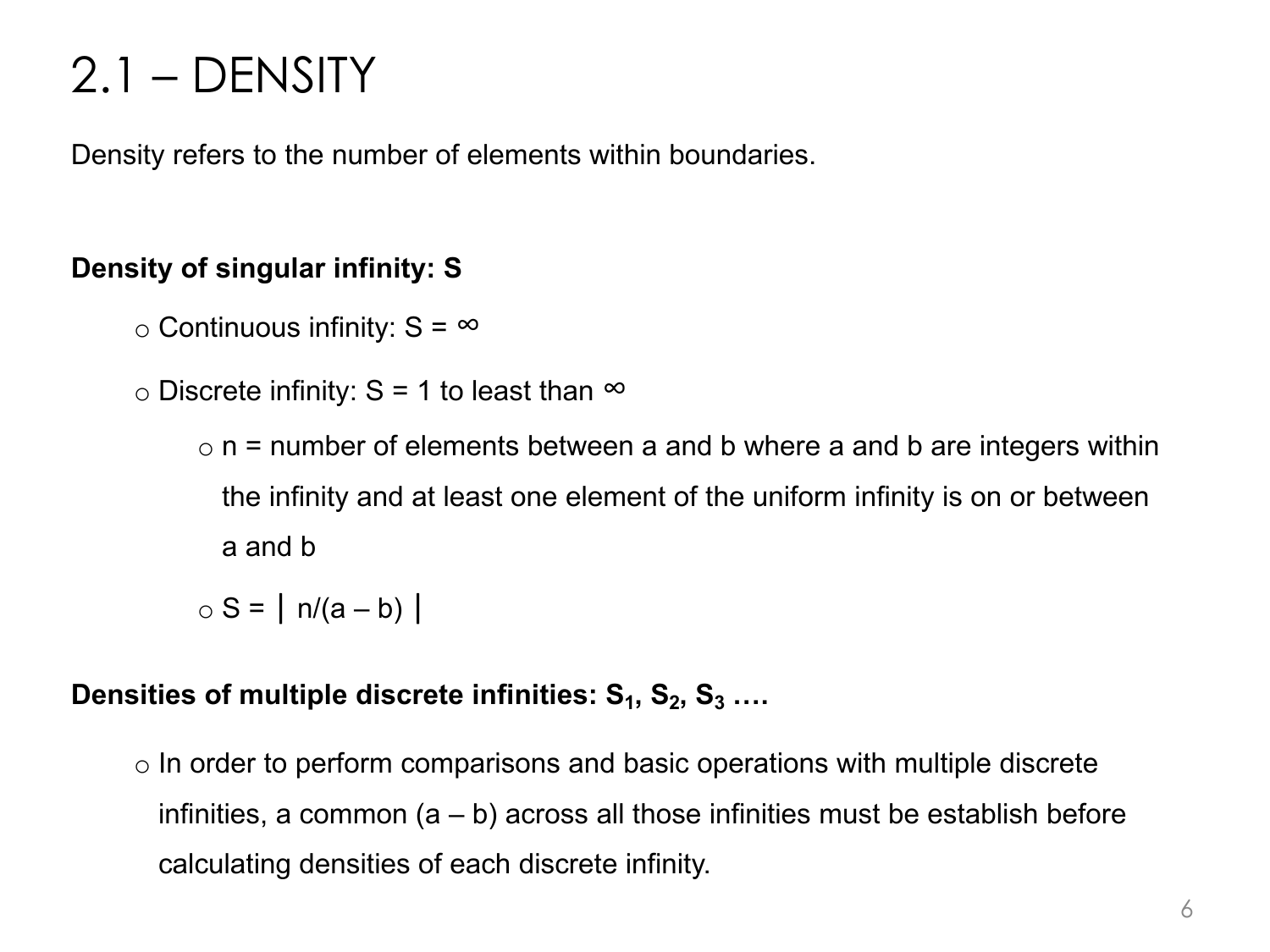# 2.1 – DENSITY

Density refers to the number of elements within boundaries.

**Density of singular infinity: S**

- Continuous infinity: $S = \infty$
- Discrete infinity: $S = 1$ to least than $\infty$
  - n = number of elements between a and b where a and b are integers within the infinity and at least one element of the uniform infinity is on or between a and b
  - $S = | n/(a – b) |$

**Densities of multiple discrete infinities: $S_1$, $S_2$, $S_3$ ….**

- In order to perform comparisons and basic operations with multiple discrete infinities, a common (a – b) across all those infinities must be establish before calculating densities of each discrete infinity.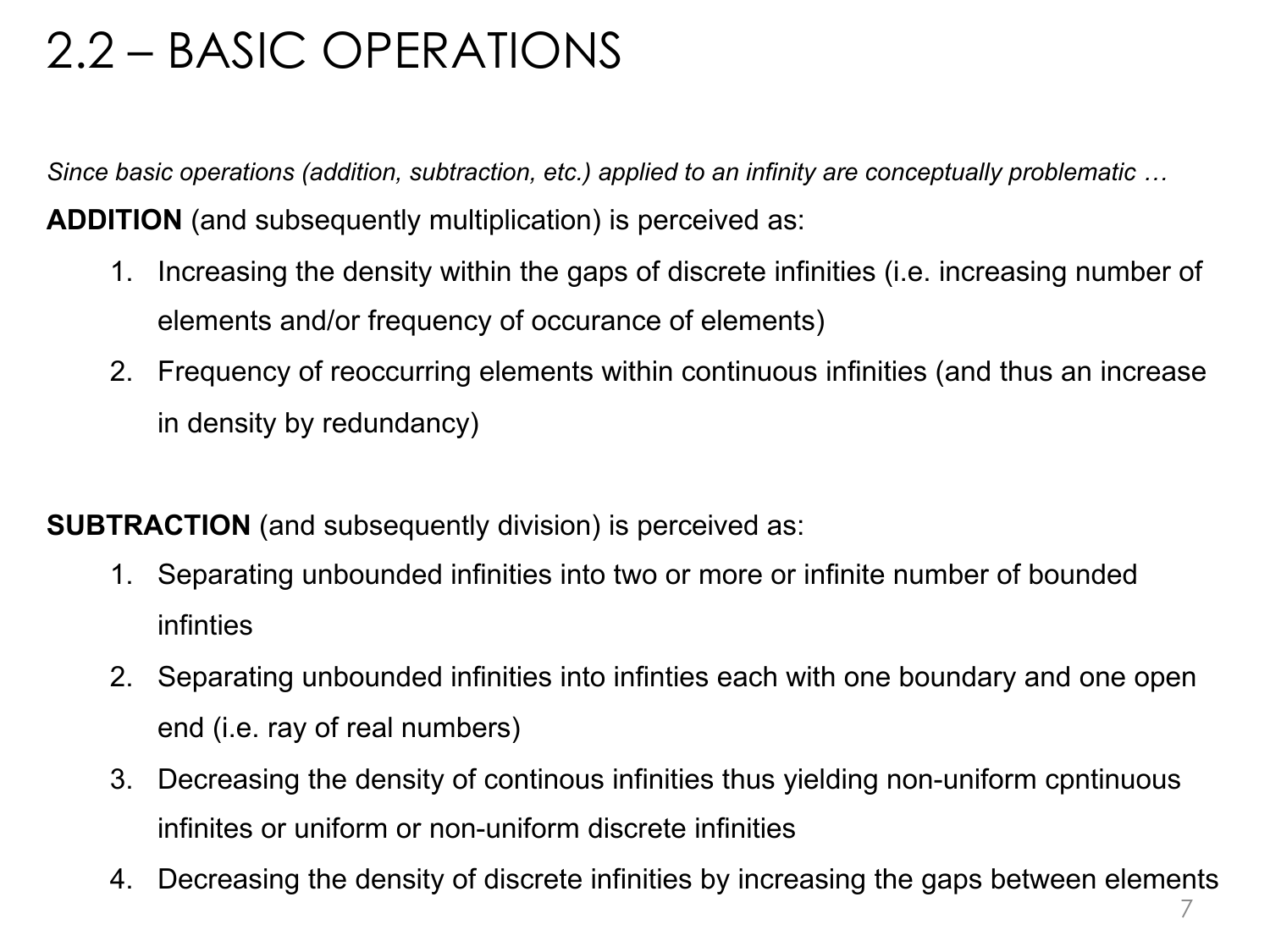# 2.2 – BASIC OPERATIONS

*Since basic operations (addition, subtraction, etc.) applied to an infinity are conceptually problematic …*

**ADDITION** (and subsequently multiplication) is perceived as:

1. Increasing the density within the gaps of discrete infinities (i.e. increasing number of elements and/or frequency of occurance of elements)
2. Frequency of reoccurring elements within continuous infinities (and thus an increase in density by redundancy)

**SUBTRACTION** (and subsequently division) is perceived as:

1. Separating unbounded infinities into two or more or infinite number of bounded infinties
2. Separating unbounded infinities into infinties each with one boundary and one open end (i.e. ray of real numbers)
3. Decreasing the density of continous infinities thus yielding non-uniform cpntinuous infinites or uniform or non-uniform discrete infinities
4. Decreasing the density of discrete infinities by increasing the gaps between elements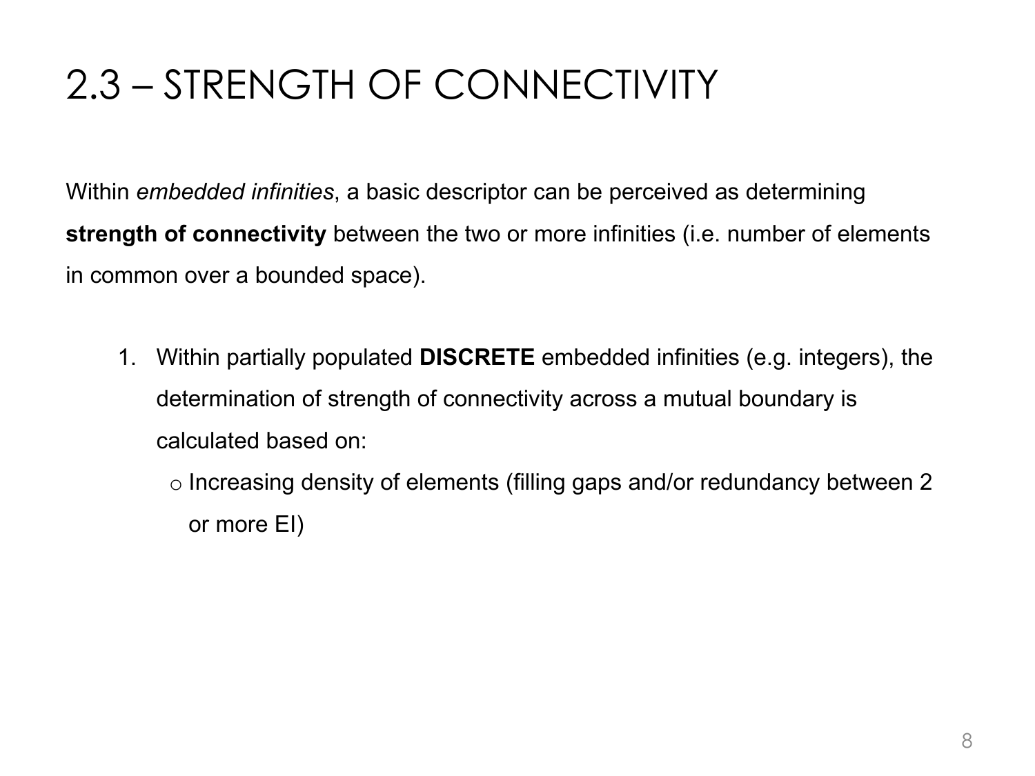# 2.3 – STRENGTH OF CONNECTIVITY

Within *embedded infinities*, a basic descriptor can be perceived as determining **strength of connectivity** between the two or more infinities (i.e. number of elements in common over a bounded space).

1. Within partially populated **DISCRETE** embedded infinities (e.g. integers), the determination of strength of connectivity across a mutual boundary is calculated based on:
   - Increasing density of elements (filling gaps and/or redundancy between 2 or more EI)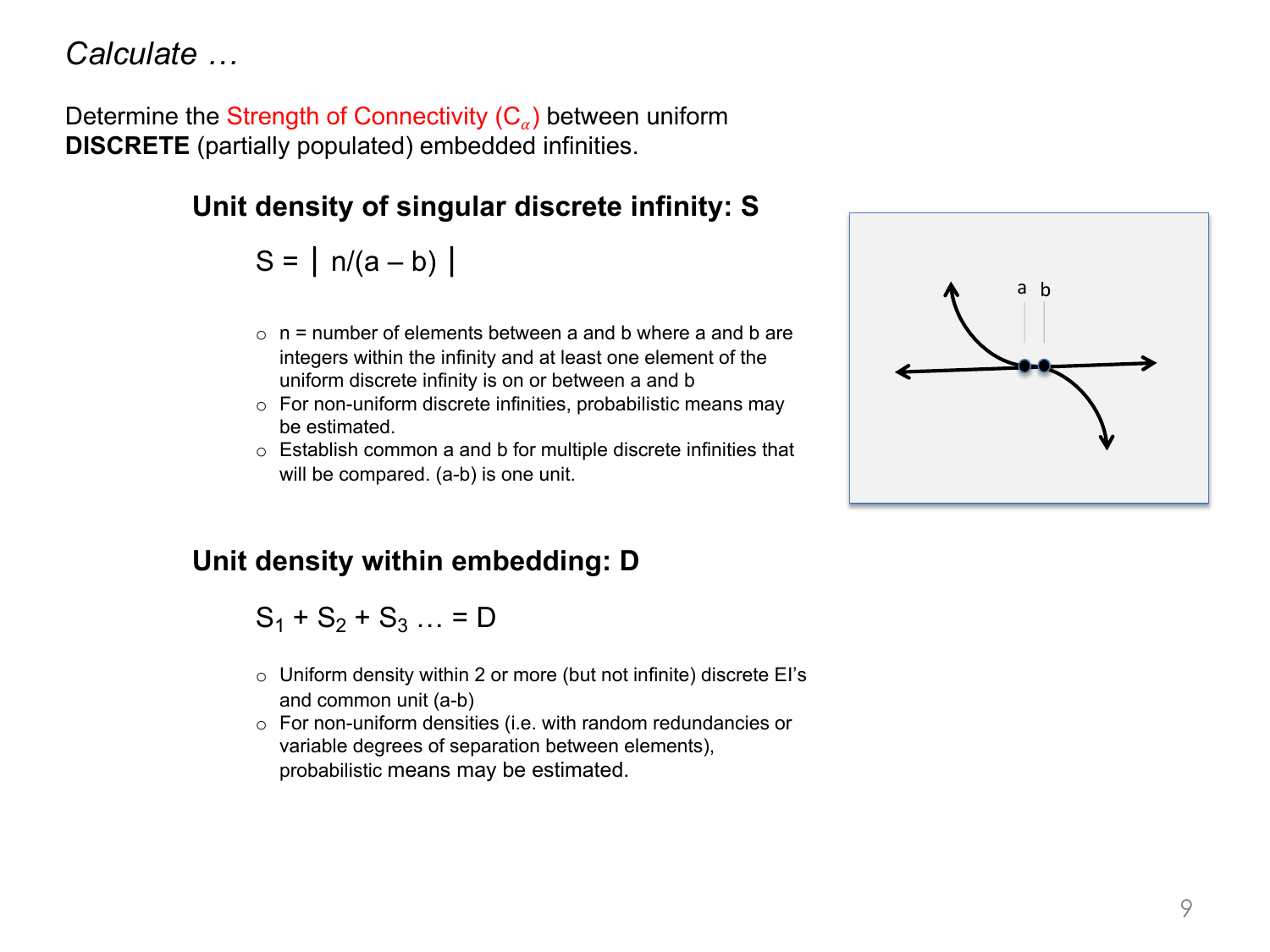*Calculate …*

Determine the Strength of Connectivity ($C_\alpha$) between uniform **DISCRETE** (partially populated) embedded infinities.

## Unit density of singular discrete infinity: S

$$S = \left| n/(a - b) \right|$$

- n = number of elements between a and b where a and b are integers within the infinity and at least one element of the uniform discrete infinity is on or between a and b
- For non-uniform discrete infinities, probabilistic means may be estimated.
- Establish common a and b for multiple discrete infinities that will be compared. (a-b) is one unit.

## Unit density within embedding: D

$$S_1 + S_2 + S_3 \ldots = D$$

- Uniform density within 2 or more (but not infinite) discrete EI's and common unit (a-b)
- For non-uniform densities (i.e. with random redundancies or variable degrees of separation between elements), probabilistic means may be estimated.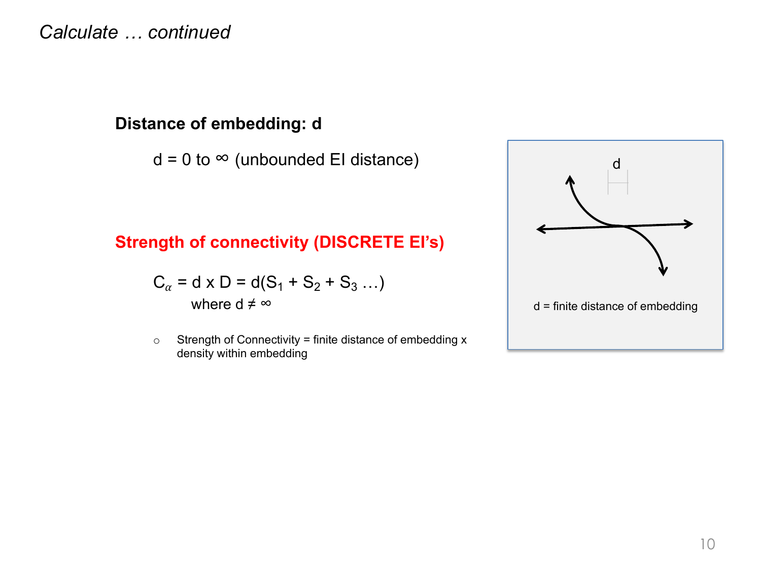*Calculate … continued*

**Distance of embedding: d**

$d = 0$ to $\infty$ (unbounded EI distance)

**Strength of connectivity (DISCRETE EI's)**

$$C_{\alpha} = d \times D = d(S_1 + S_2 + S_3 \ldots)$$

where $d \neq \infty$

- Strength of Connectivity = finite distance of embedding x density within embedding

d

d = finite distance of embedding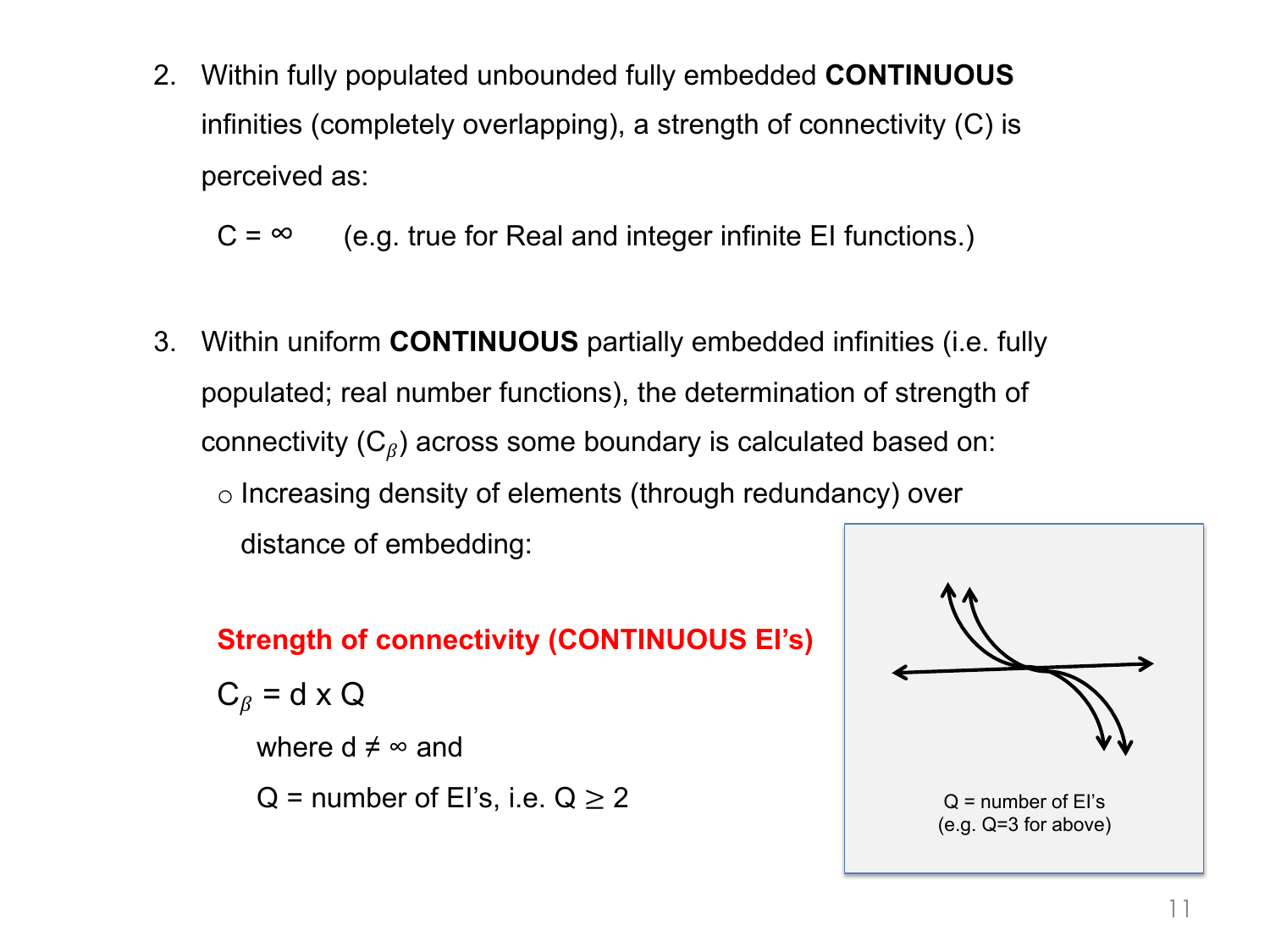2. Within fully populated unbounded fully embedded **CONTINUOUS** infinities (completely overlapping), a strength of connectivity (C) is perceived as:

   $C = \infty$ (e.g. true for Real and integer infinite EI functions.)

3. Within uniform **CONTINUOUS** partially embedded infinities (i.e. fully populated; real number functions), the determination of strength of connectivity ($C_\beta$) across some boundary is calculated based on:
   - Increasing density of elements (through redundancy) over distance of embedding:

**Strength of connectivity (CONTINUOUS EI's)**

$C_\beta = d \times Q$

where $d \neq \infty$ and

$Q$ = number of EI's, i.e. $Q \geq 2$

Q = number of EI's
(e.g. Q=3 for above)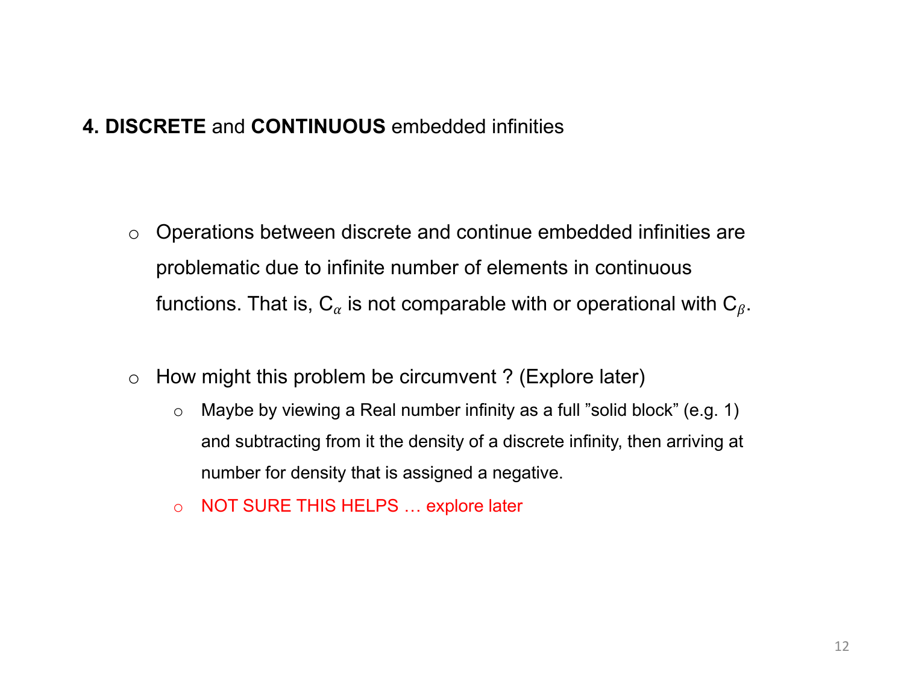## **4. DISCRETE** and **CONTINUOUS** embedded infinities

- Operations between discrete and continue embedded infinities are problematic due to infinite number of elements in continuous functions. That is, $C_\alpha$ is not comparable with or operational with $C_\beta$.

- How might this problem be circumvent ? (Explore later)
  - Maybe by viewing a Real number infinity as a full "solid block" (e.g. 1) and subtracting from it the density of a discrete infinity, then arriving at number for density that is assigned a negative.
  - NOT SURE THIS HELPS … explore later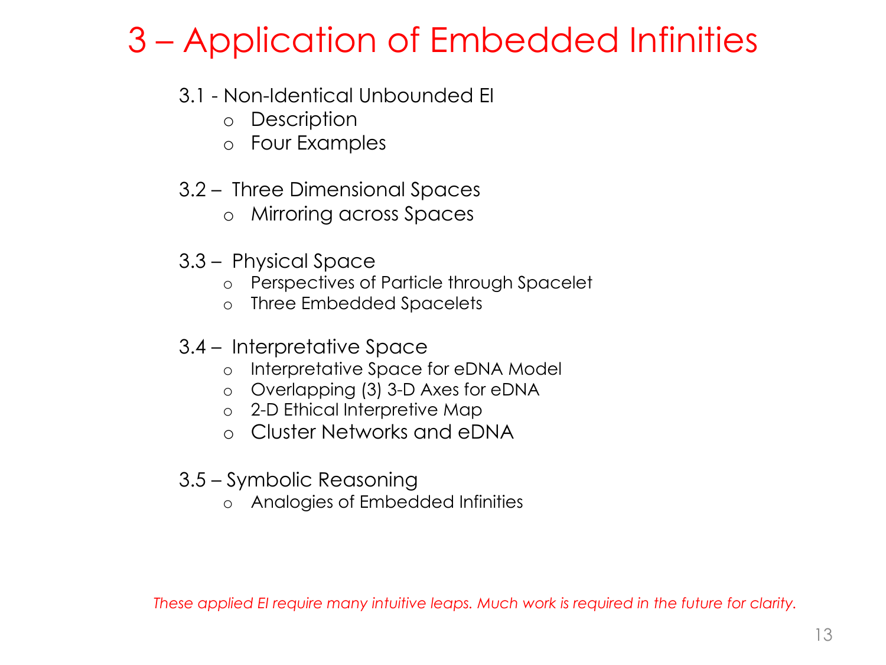# 3 – Application of Embedded Infinities

3.1 - Non-Identical Unbounded EI
- Description
- Four Examples

3.2 – Three Dimensional Spaces
- Mirroring across Spaces

3.3 – Physical Space
- Perspectives of Particle through Spacelet
- Three Embedded Spacelets

3.4 – Interpretative Space
- Interpretative Space for eDNA Model
- Overlapping (3) 3-D Axes for eDNA
- 2-D Ethical Interpretive Map
- Cluster Networks and eDNA

3.5 – Symbolic Reasoning
- Analogies of Embedded Infinities

*These applied EI require many intuitive leaps. Much work is required in the future for clarity.*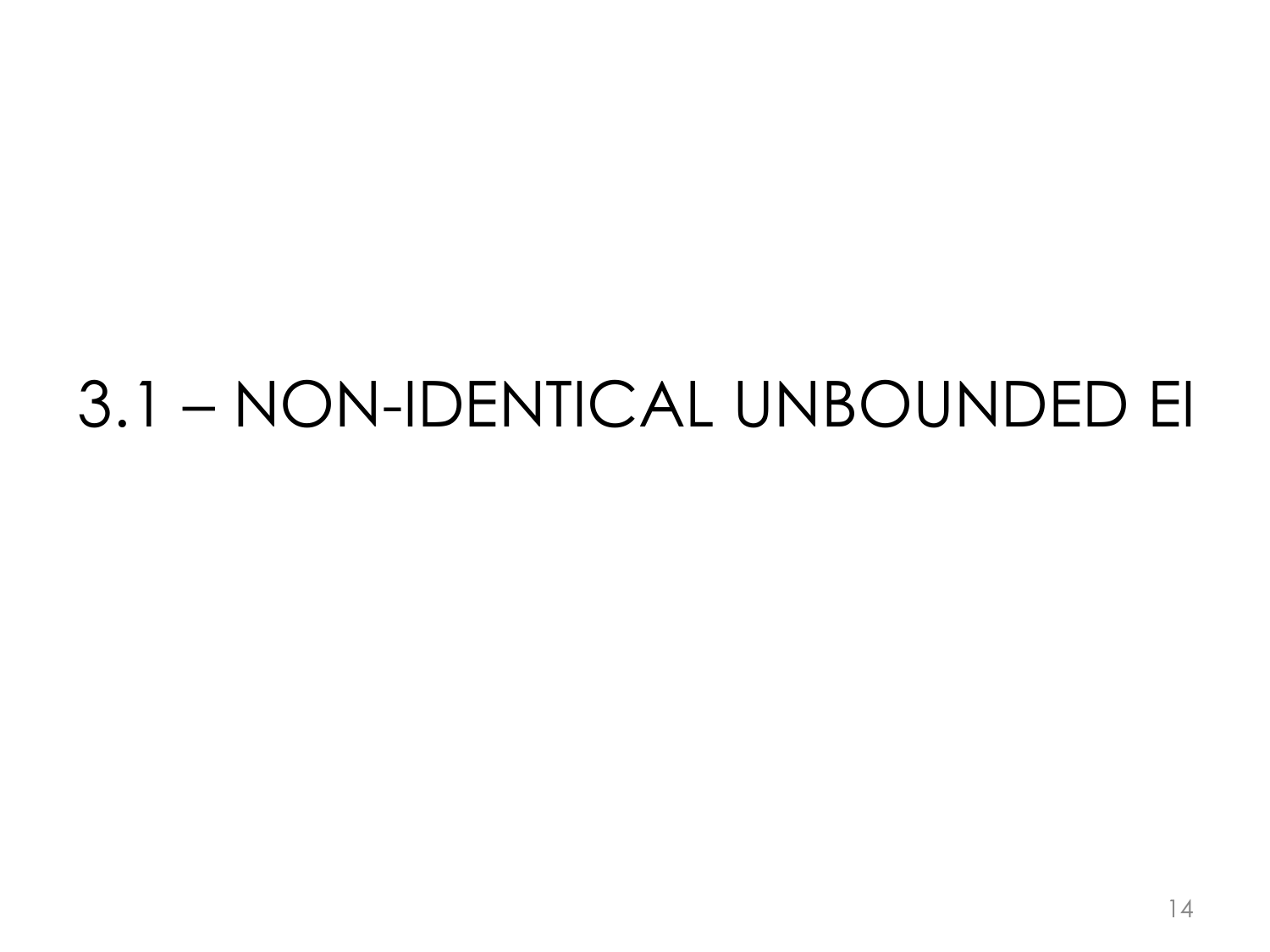# 3.1 – NON-IDENTICAL UNBOUNDED EI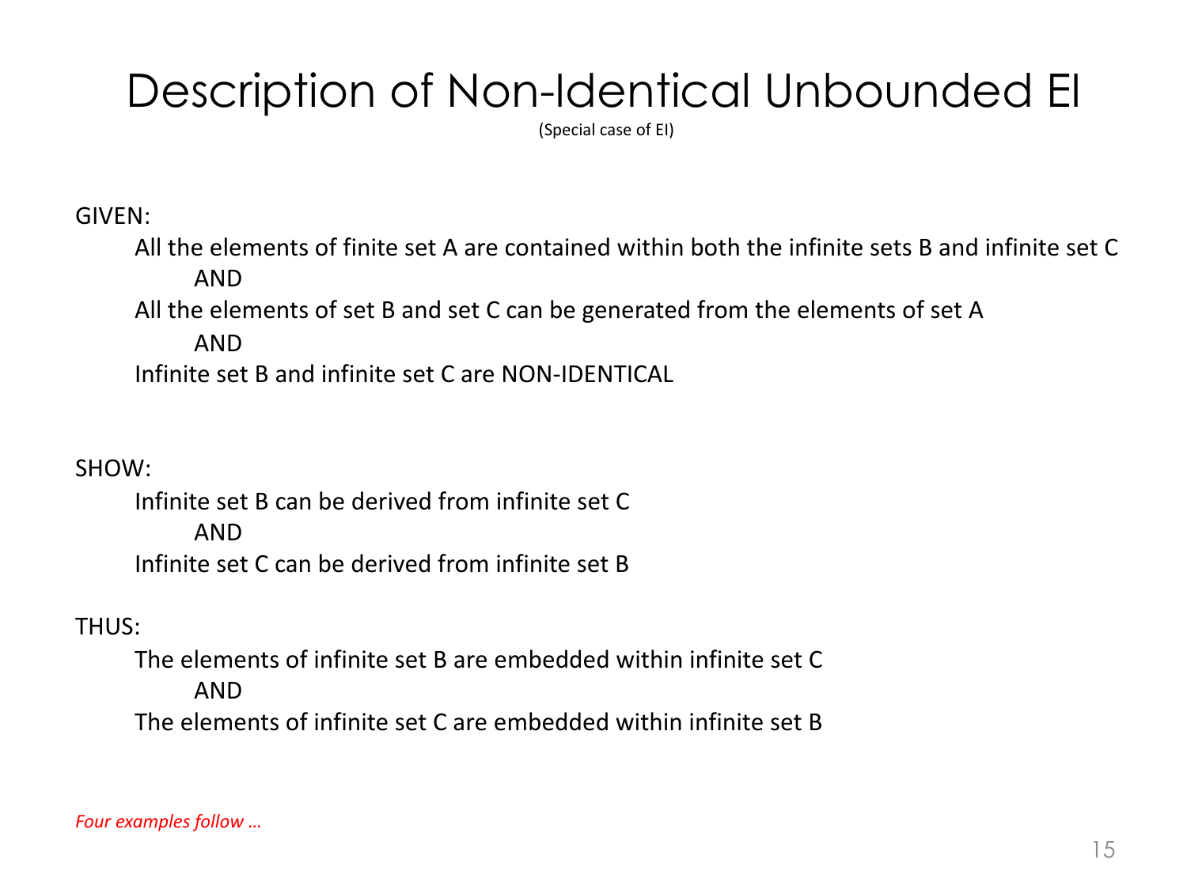# Description of Non-Identical Unbounded EI

(Special case of EI)

GIVEN:

All the elements of finite set A are contained within both the infinite sets B and infinite set C

AND

All the elements of set B and set C can be generated from the elements of set A

AND

Infinite set B and infinite set C are NON-IDENTICAL

SHOW:

Infinite set B can be derived from infinite set C

AND

Infinite set C can be derived from infinite set B

THUS:

The elements of infinite set B are embedded within infinite set C

AND

The elements of infinite set C are embedded within infinite set B

*Four examples follow …*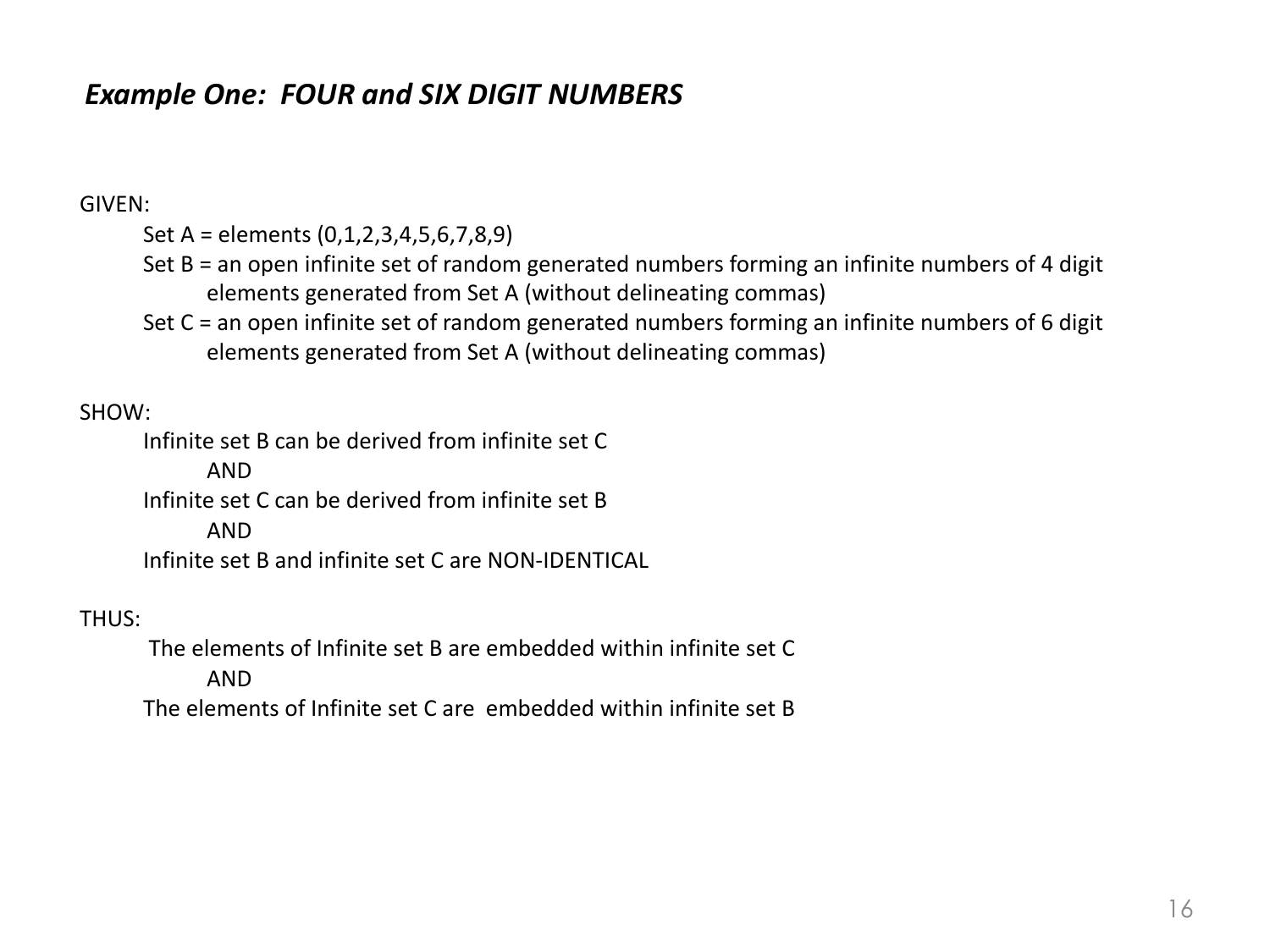## *Example One: FOUR and SIX DIGIT NUMBERS*

GIVEN:

Set A = elements (0,1,2,3,4,5,6,7,8,9)

Set B = an open infinite set of random generated numbers forming an infinite numbers of 4 digit elements generated from Set A (without delineating commas)

Set C = an open infinite set of random generated numbers forming an infinite numbers of 6 digit elements generated from Set A (without delineating commas)

SHOW:

Infinite set B can be derived from infinite set C

AND

Infinite set C can be derived from infinite set B

AND

Infinite set B and infinite set C are NON-IDENTICAL

THUS:

The elements of Infinite set B are embedded within infinite set C

AND

The elements of Infinite set C are embedded within infinite set B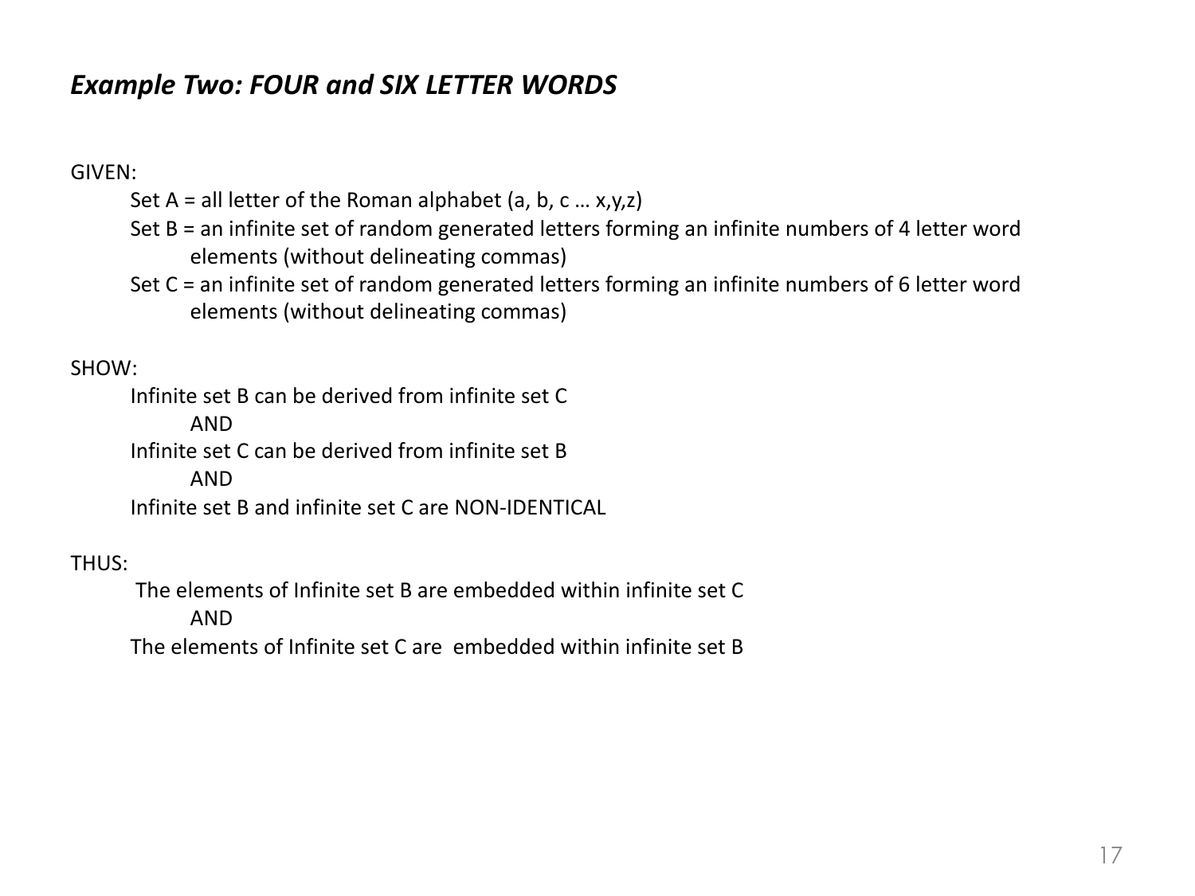## *Example Two: FOUR and SIX LETTER WORDS*

GIVEN:

Set A = all letter of the Roman alphabet (a, b, c … x,y,z)

Set B = an infinite set of random generated letters forming an infinite numbers of 4 letter word elements (without delineating commas)

Set C = an infinite set of random generated letters forming an infinite numbers of 6 letter word elements (without delineating commas)

SHOW:

Infinite set B can be derived from infinite set C

AND

Infinite set C can be derived from infinite set B

AND

Infinite set B and infinite set C are NON-IDENTICAL

THUS:

The elements of Infinite set B are embedded within infinite set C

AND

The elements of Infinite set C are embedded within infinite set B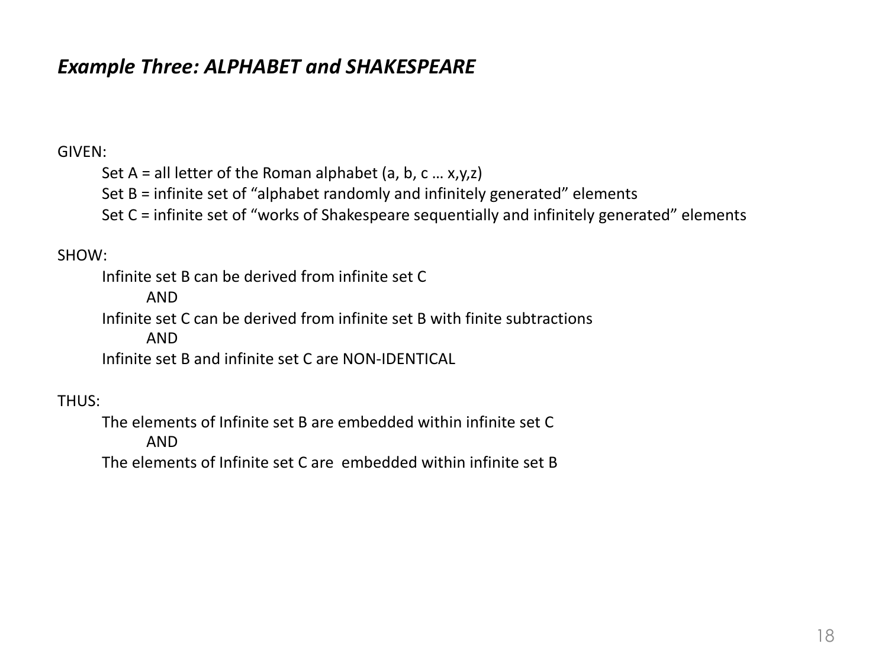## *Example Three: ALPHABET and SHAKESPEARE*

GIVEN:

Set A = all letter of the Roman alphabet (a, b, c … x,y,z)

Set B = infinite set of “alphabet randomly and infinitely generated” elements

Set C = infinite set of “works of Shakespeare sequentially and infinitely generated” elements

SHOW:

Infinite set B can be derived from infinite set C

AND

Infinite set C can be derived from infinite set B with finite subtractions

AND

Infinite set B and infinite set C are NON-IDENTICAL

THUS:

The elements of Infinite set B are embedded within infinite set C

AND

The elements of Infinite set C are embedded within infinite set B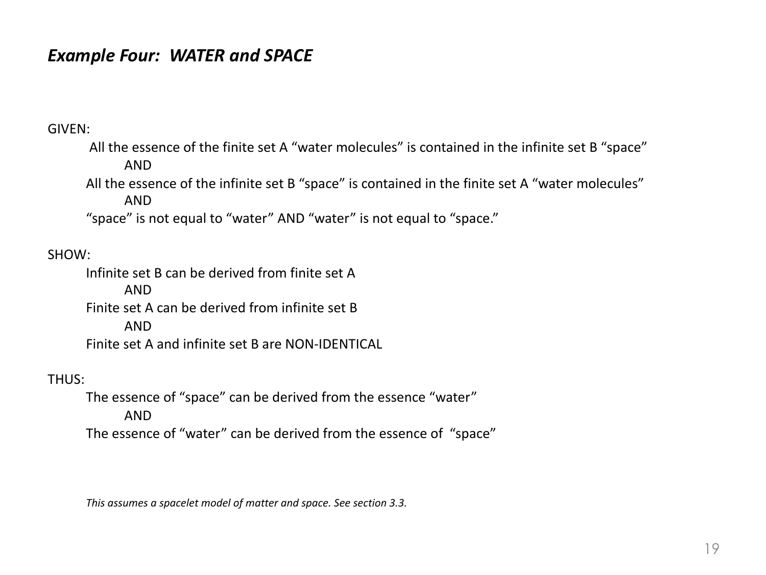## *Example Four: WATER and SPACE*

GIVEN:

All the essence of the finite set A “water molecules” is contained in the infinite set B “space”

AND

All the essence of the infinite set B “space” is contained in the finite set A “water molecules”

AND

“space” is not equal to “water” AND “water” is not equal to “space.”

SHOW:

Infinite set B can be derived from finite set A

AND

Finite set A can be derived from infinite set B

AND

Finite set A and infinite set B are NON-IDENTICAL

THUS:

The essence of “space” can be derived from the essence “water”

AND

The essence of “water” can be derived from the essence of “space”

*This assumes a spacelet model of matter and space. See section 3.3.*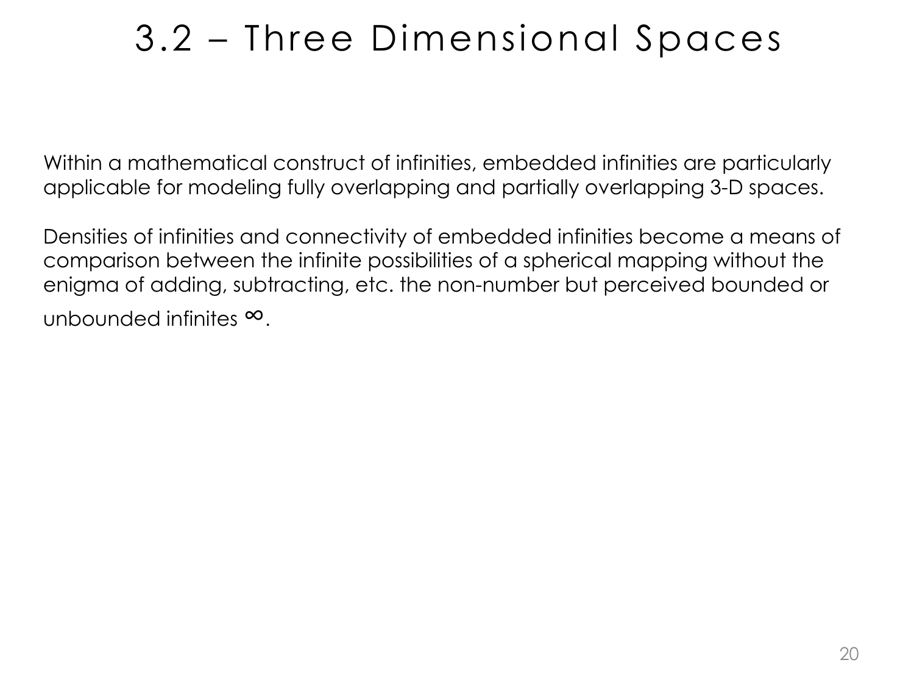# 3.2 – Three Dimensional Spaces

Within a mathematical construct of infinities, embedded infinities are particularly applicable for modeling fully overlapping and partially overlapping 3-D spaces.

Densities of infinities and connectivity of embedded infinities become a means of comparison between the infinite possibilities of a spherical mapping without the enigma of adding, subtracting, etc. the non-number but perceived bounded or unbounded infinites $\infty$.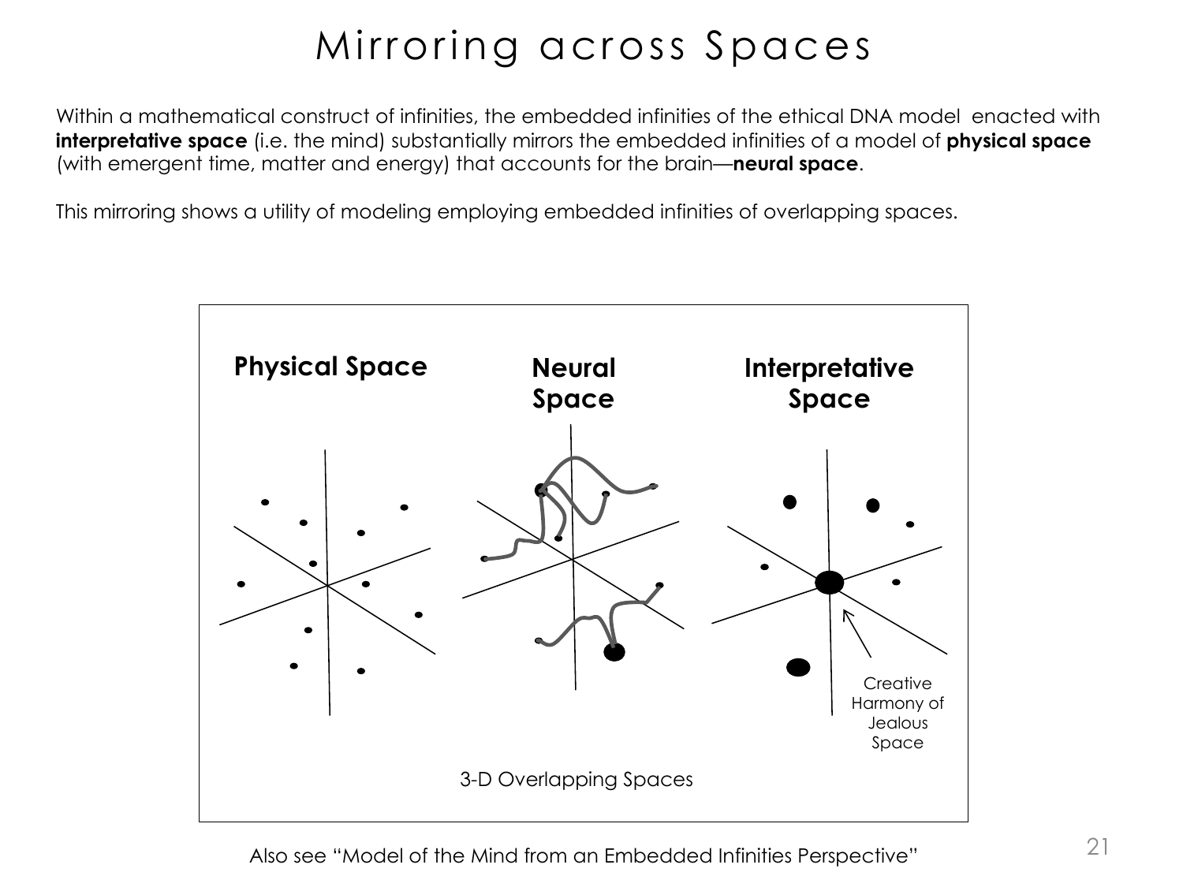# Mirroring across Spaces

Within a mathematical construct of infinities, the embedded infinities of the ethical DNA model enacted with **interpretative space** (i.e. the mind) substantially mirrors the embedded infinities of a model of **physical space** (with emergent time, matter and energy) that accounts for the brain—**neural space**.

This mirroring shows a utility of modeling employing embedded infinities of overlapping spaces.

**Physical Space** | **Neural Space** | **Interpretative Space**

Creative Harmony of Jealous Space

3-D Overlapping Spaces

Also see "Model of the Mind from an Embedded Infinities Perspective"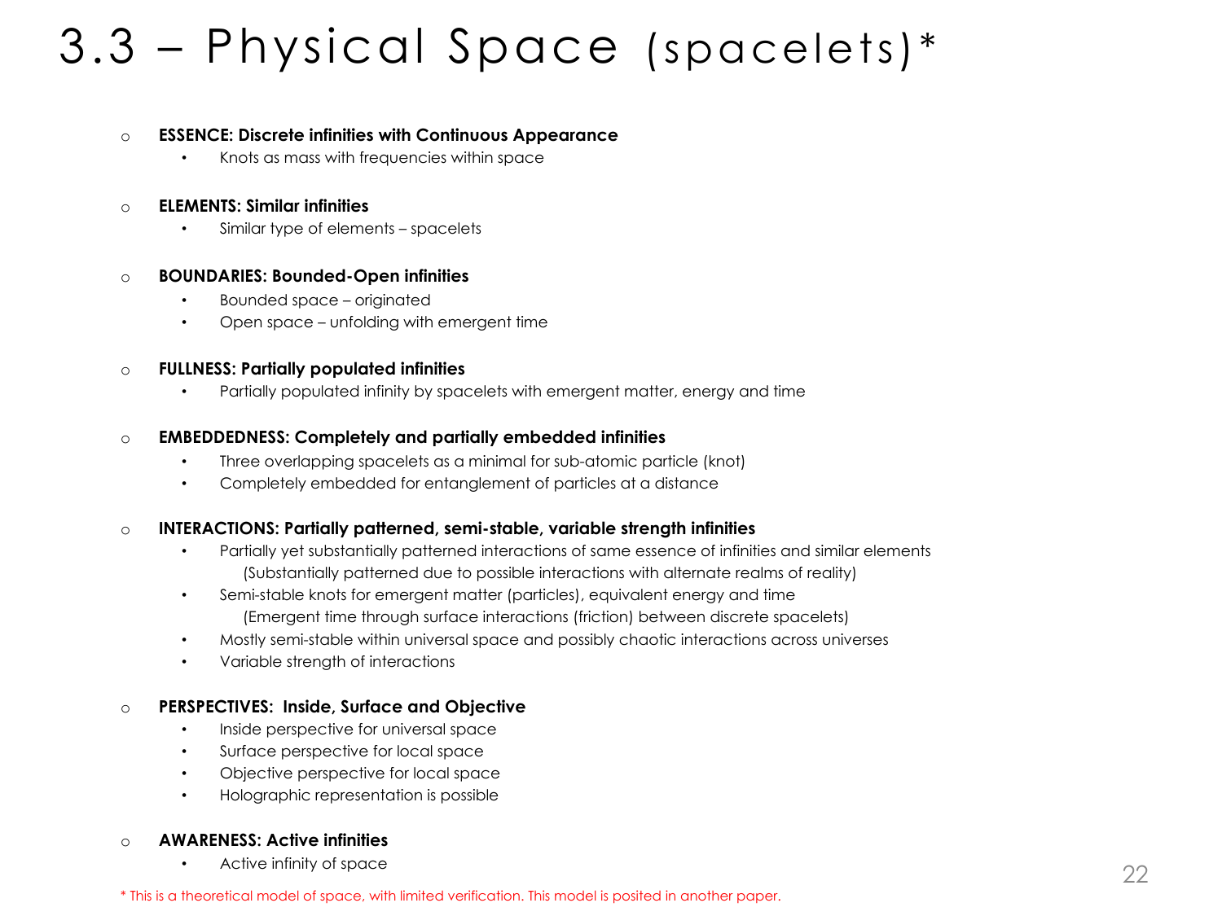# 3.3 – Physical Space (spacelets)*

- **ESSENCE: Discrete infinities with Continuous Appearance**
  - Knots as mass with frequencies within space

- **ELEMENTS: Similar infinities**
  - Similar type of elements – spacelets

- **BOUNDARIES: Bounded-Open infinities**
  - Bounded space – originated
  - Open space – unfolding with emergent time

- **FULLNESS: Partially populated infinities**
  - Partially populated infinity by spacelets with emergent matter, energy and time

- **EMBEDDEDNESS: Completely and partially embedded infinities**
  - Three overlapping spacelets as a minimal for sub-atomic particle (knot)
  - Completely embedded for entanglement of particles at a distance

- **INTERACTIONS: Partially patterned, semi-stable, variable strength infinities**
  - Partially yet substantially patterned interactions of same essence of infinities and similar elements
    (Substantially patterned due to possible interactions with alternate realms of reality)
  - Semi-stable knots for emergent matter (particles), equivalent energy and time
    (Emergent time through surface interactions (friction) between discrete spacelets)
  - Mostly semi-stable within universal space and possibly chaotic interactions across universes
  - Variable strength of interactions

- **PERSPECTIVES: Inside, Surface and Objective**
  - Inside perspective for universal space
  - Surface perspective for local space
  - Objective perspective for local space
  - Holographic representation is possible

- **AWARENESS: Active infinities**
  - Active infinity of space

\* This is a theoretical model of space, with limited verification. This model is posited in another paper.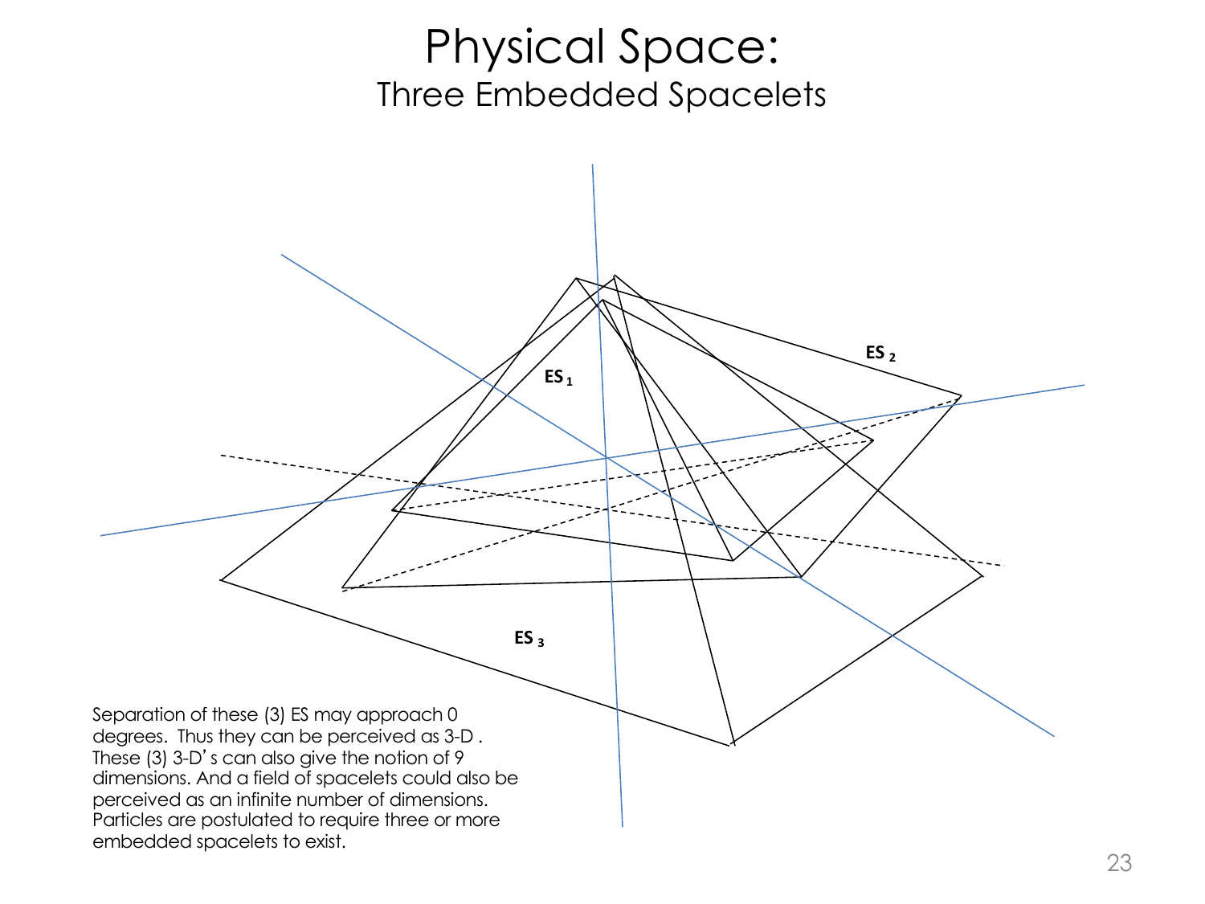# Physical Space:

## Three Embedded Spacelets

ES 1

ES 2

ES 3

Separation of these (3) ES may approach 0 degrees. Thus they can be perceived as 3-D . These (3) 3-D's can also give the notion of 9 dimensions. And a field of spacelets could also be perceived as an infinite number of dimensions. Particles are postulated to require three or more embedded spacelets to exist.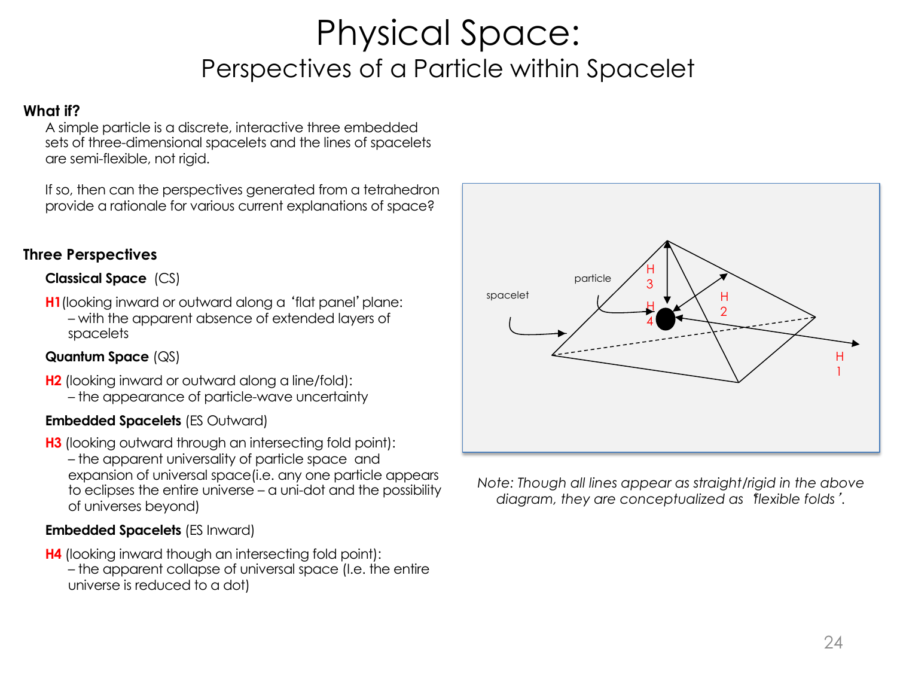# Physical Space:

## Perspectives of a Particle within Spacelet

**What if?**

A simple particle is a discrete, interactive three embedded sets of three-dimensional spacelets and the lines of spacelets are semi-flexible, not rigid.

If so, then can the perspectives generated from a tetrahedron provide a rationale for various current explanations of space?

**Three Perspectives**

**Classical Space** (CS)

**H1** (looking inward or outward along a 'flat panel' plane:
– with the apparent absence of extended layers of spacelets

**Quantum Space** (QS)

**H2** (looking inward or outward along a line/fold):
– the appearance of particle-wave uncertainty

**Embedded Spacelets** (ES Outward)

**H3** (looking outward through an intersecting fold point):
– the apparent universality of particle space and expansion of universal space(i.e. any one particle appears to eclipses the entire universe – a uni-dot and the possibility of universes beyond)

**Embedded Spacelets** (ES Inward)

**H4** (looking inward though an intersecting fold point):
– the apparent collapse of universal space (I.e. the entire universe is reduced to a dot)

spacelet

particle

H 3

H 4

H 2

H 1

*Note: Though all lines appear as straight/rigid in the above diagram, they are conceptualized as 'flexible folds'.*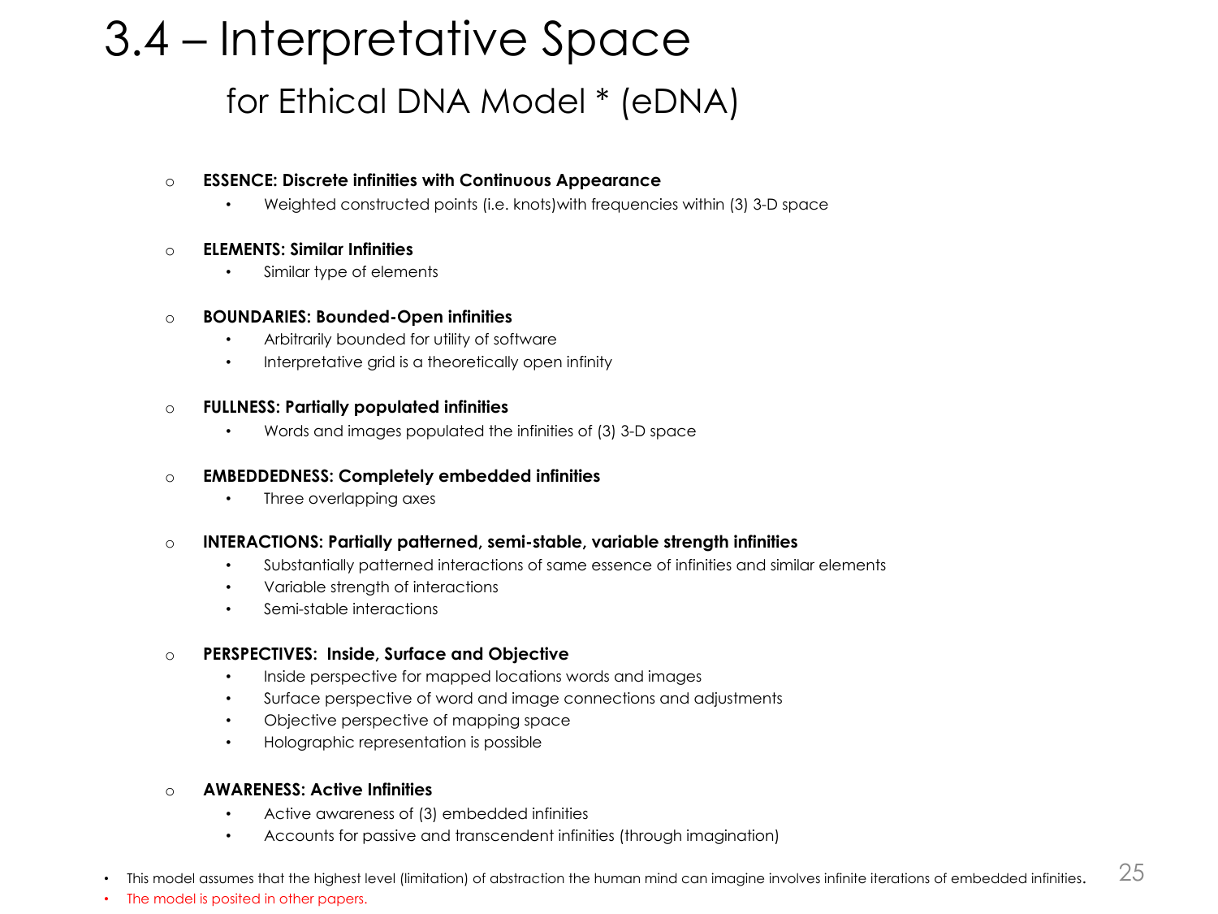# 3.4 – Interpretative Space

## for Ethical DNA Model * (eDNA)

- **ESSENCE: Discrete infinities with Continuous Appearance**
  - Weighted constructed points (i.e. knots)with frequencies within (3) 3-D space
- **ELEMENTS: Similar Infinities**
  - Similar type of elements
- **BOUNDARIES: Bounded-Open infinities**
  - Arbitrarily bounded for utility of software
  - Interpretative grid is a theoretically open infinity
- **FULLNESS: Partially populated infinities**
  - Words and images populated the infinities of (3) 3-D space
- **EMBEDDEDNESS: Completely embedded infinities**
  - Three overlapping axes
- **INTERACTIONS: Partially patterned, semi-stable, variable strength infinities**
  - Substantially patterned interactions of same essence of infinities and similar elements
  - Variable strength of interactions
  - Semi-stable interactions
- **PERSPECTIVES: Inside, Surface and Objective**
  - Inside perspective for mapped locations words and images
  - Surface perspective of word and image connections and adjustments
  - Objective perspective of mapping space
  - Holographic representation is possible
- **AWARENESS: Active Infinities**
  - Active awareness of (3) embedded infinities
  - Accounts for passive and transcendent infinities (through imagination)

- This model assumes that the highest level (limitation) of abstraction the human mind can imagine involves infinite iterations of embedded infinities.
- The model is posited in other papers.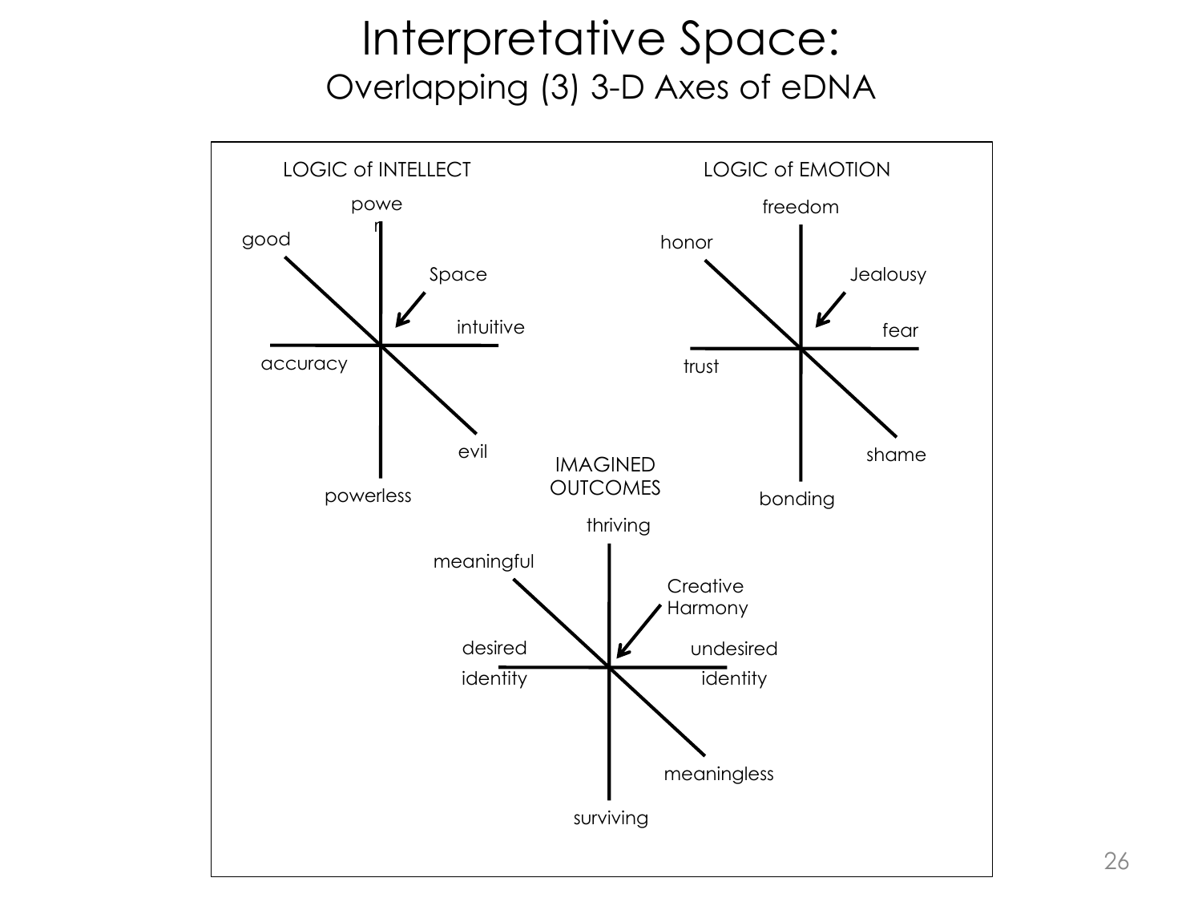# Interpretative Space:

## Overlapping (3) 3-D Axes of eDNA

LOGIC of INTELLECT

power

good

Space

intuitive

accuracy

evil

powerless

LOGIC of EMOTION

freedom

honor

Jealousy

fear

trust

shame

bonding

IMAGINED OUTCOMES

thriving

meaningful

Creative Harmony

desired identity

undesired identity

meaningless

surviving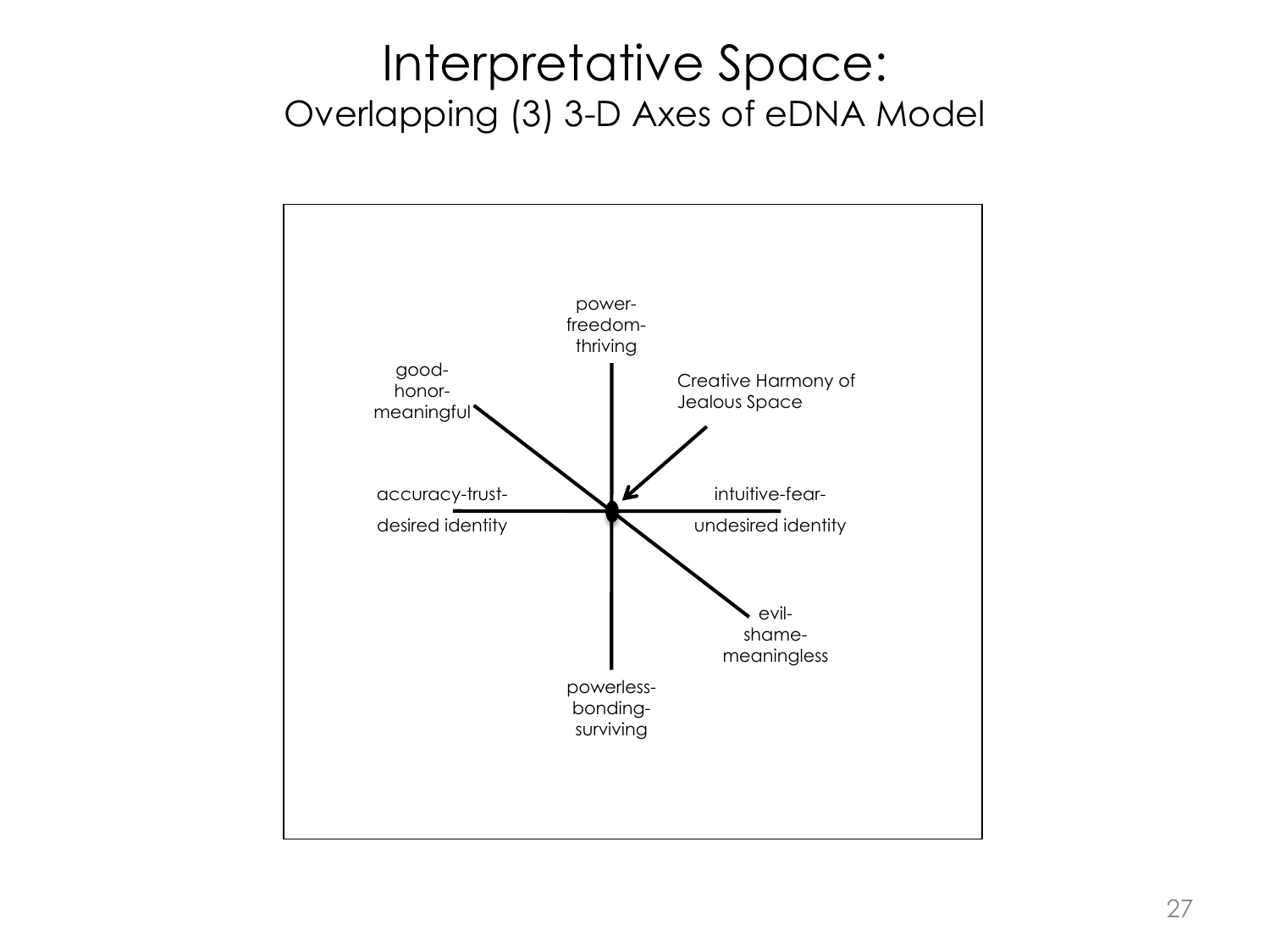# Interpretative Space:

## Overlapping (3) 3-D Axes of eDNA Model

power-freedom-thriving

good-honor-meaningful

Creative Harmony of Jealous Space

accuracy-trust-desired identity

intuitive-fear-undesired identity

evil-shame-meaningless

powerless-bonding-surviving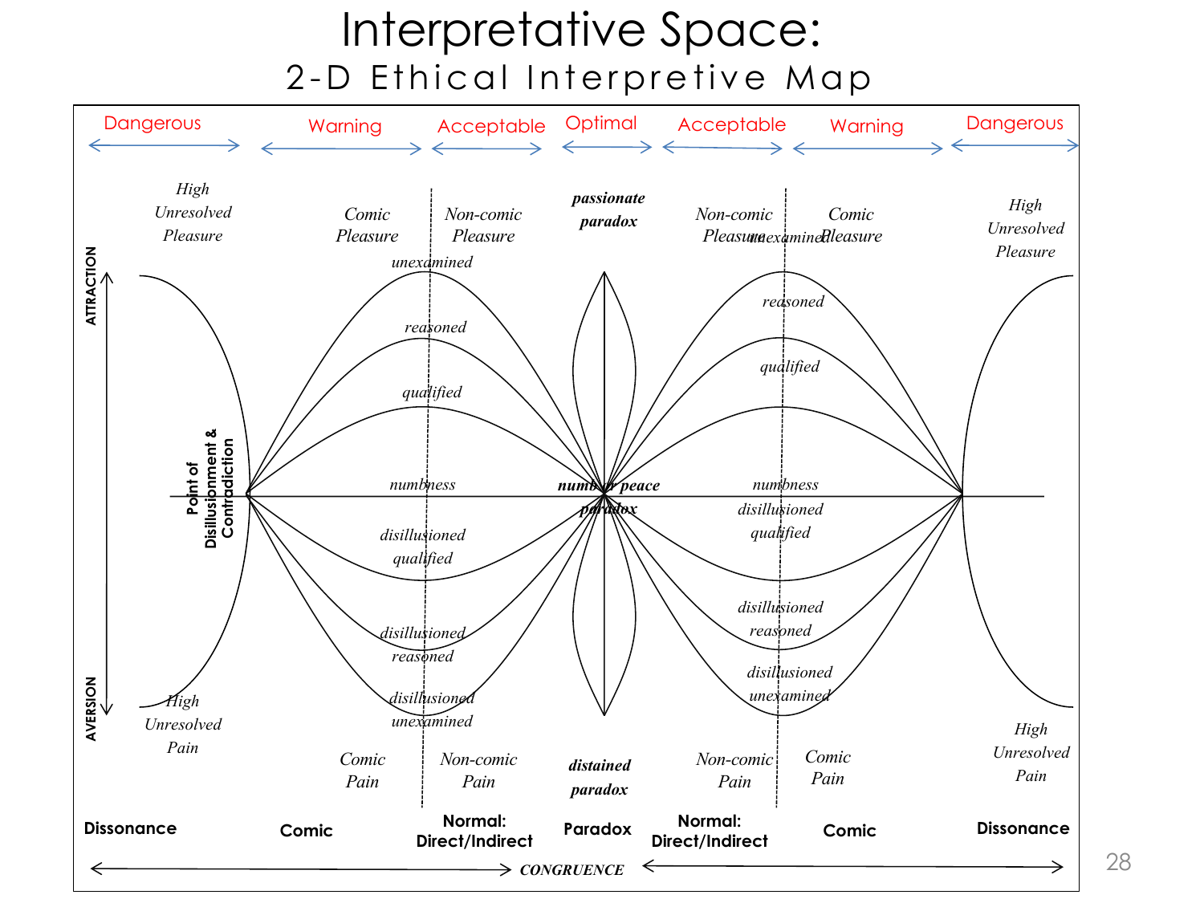# Interpretative Space:

## 2-D Ethical Interpretive Map

| Dangerous | Warning | Acceptable | Optimal | Acceptable | Warning | Dangerous |
|---|---|---|---|---|---|---|
| High Unresolved Pleasure | Comic Pleasure | Non-comic Pleasure | passionate paradox | Non-comic Pleasure | Comic Pleasure | High Unresolved Pleasure |
| High Unresolved Pain | Comic Pain | Non-comic Pain | distained paradox | Non-comic Pain | Comic Pain | High Unresolved Pain |
| Dissonance | Comic | Normal: Direct/Indirect | Paradox | Normal: Direct/Indirect | Comic | Dissonance |

ATTRACTION / AVERSION

Point of Disillusionment & Contradiction

Attraction levels: unexamined, reasoned, qualified

numbness — number peace paradox — numbness

Aversion levels: disillusioned qualified, disillusioned reasoned, disillusioned unexamined

CONGRUENCE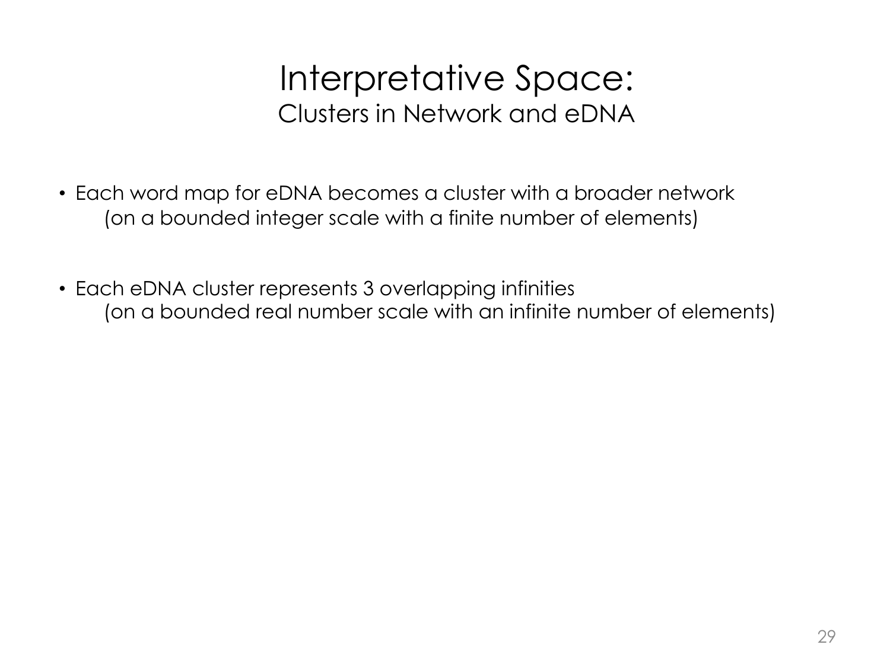# Interpretative Space:

## Clusters in Network and eDNA

- Each word map for eDNA becomes a cluster with a broader network
  (on a bounded integer scale with a finite number of elements)

- Each eDNA cluster represents 3 overlapping infinities
  (on a bounded real number scale with an infinite number of elements)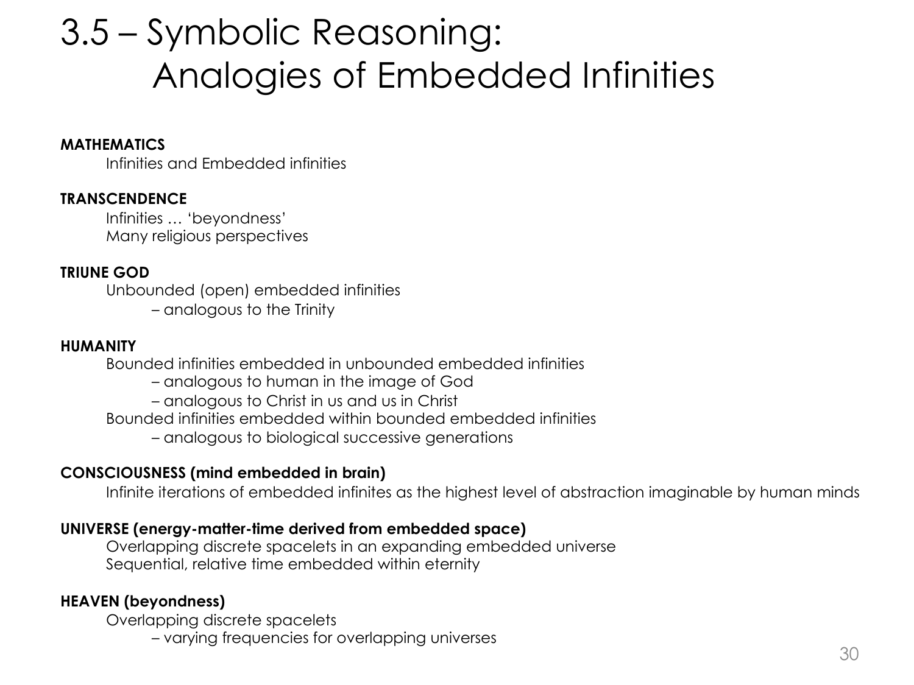# 3.5 – Symbolic Reasoning: Analogies of Embedded Infinities

**MATHEMATICS**

Infinities and Embedded infinities

**TRANSCENDENCE**

Infinities … 'beyondness'
Many religious perspectives

**TRIUNE GOD**

Unbounded (open) embedded infinities
– analogous to the Trinity

**HUMANITY**

Bounded infinities embedded in unbounded embedded infinities
– analogous to human in the image of God
– analogous to Christ in us and us in Christ

Bounded infinities embedded within bounded embedded infinities
– analogous to biological successive generations

**CONSCIOUSNESS (mind embedded in brain)**

Infinite iterations of embedded infinites as the highest level of abstraction imaginable by human minds

**UNIVERSE (energy-matter-time derived from embedded space)**

Overlapping discrete spacelets in an expanding embedded universe
Sequential, relative time embedded within eternity

**HEAVEN (beyondness)**

Overlapping discrete spacelets
– varying frequencies for overlapping universes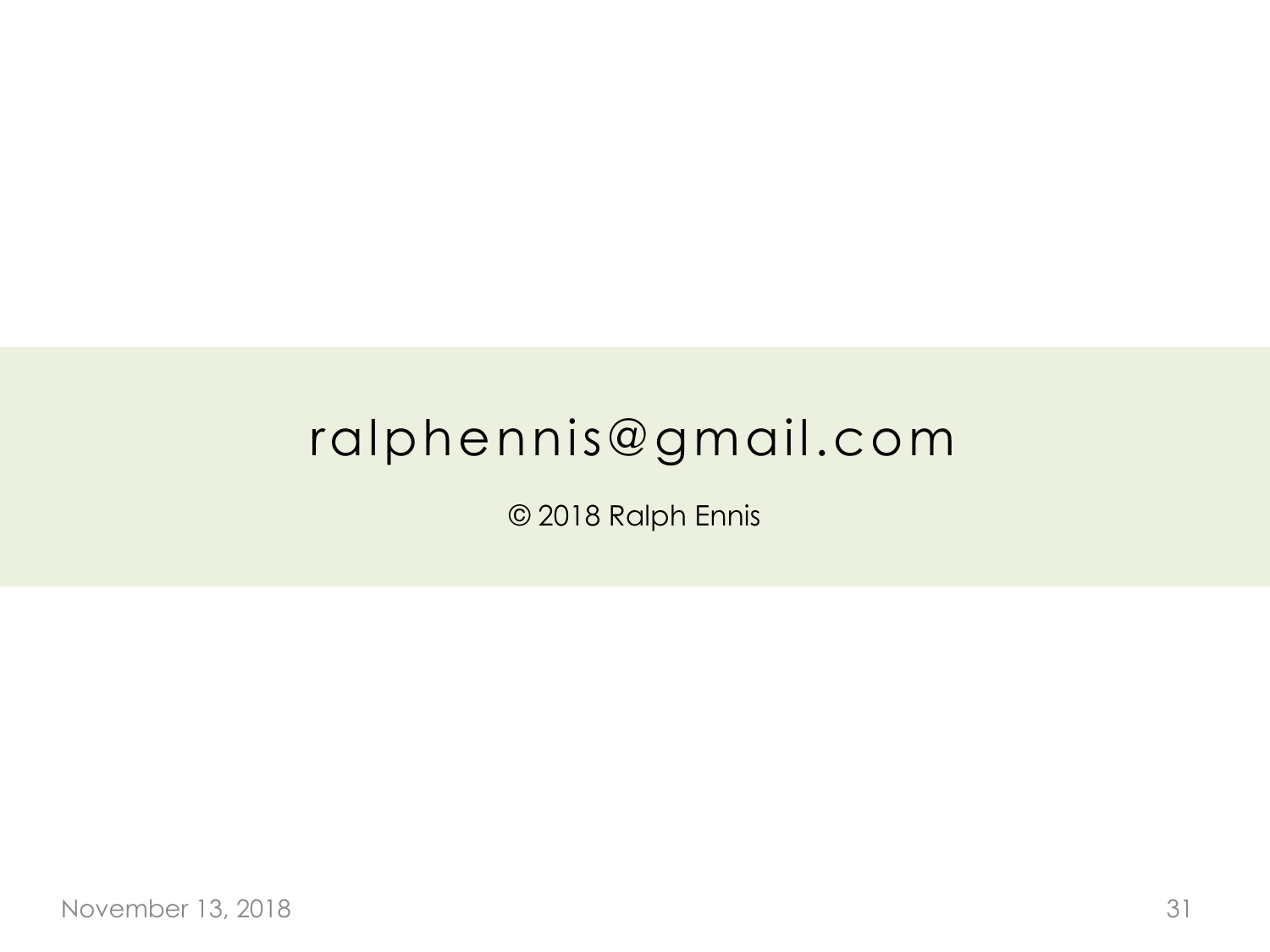ralphennis@gmail.com

© 2018 Ralph Ennis